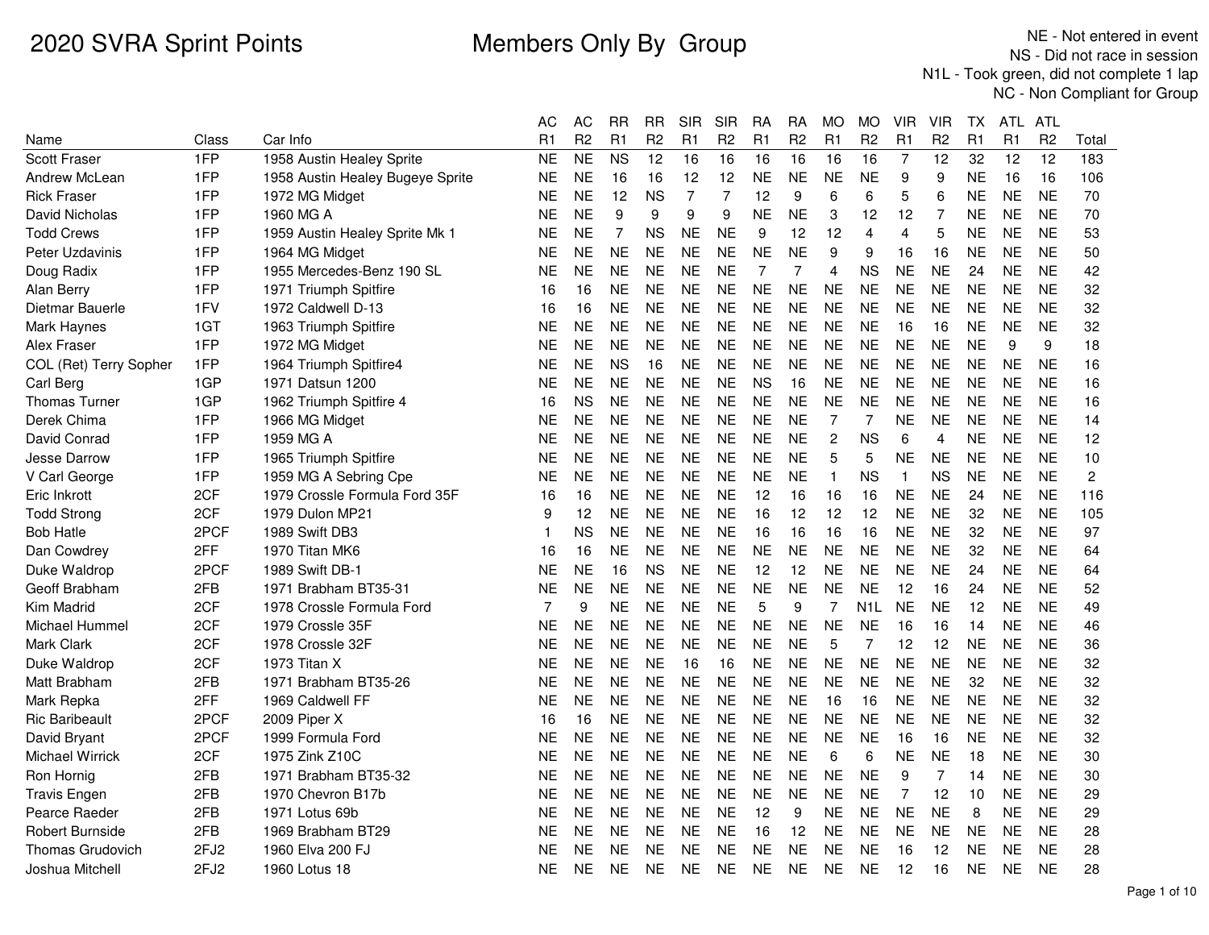# 2020 SVRA Sprint Points

## Members Only By Group

NE - Not entered in event
NS - Did not race in session
N1L - Took green, did not complete 1 lap
NC - Non Compliant for Group

| Name | Class | Car Info | AC R1 | AC R2 | RR R1 | RR R2 | SIR R1 | SIR R2 | RA R1 | RA R2 | MO R1 | MO R2 | VIR R1 | VIR R2 | TX R1 | ATL R1 | ATL R2 | Total |
|---|---|---|---|---|---|---|---|---|---|---|---|---|---|---|---|---|---|---|
| Scott Fraser | 1FP | 1958 Austin Healey Sprite | NE | NE | NS | 12 | 16 | 16 | 16 | 16 | 16 | 16 | 7 | 12 | 32 | 12 | 12 | 183 |
| Andrew McLean | 1FP | 1958 Austin Healey Bugeye Sprite | NE | NE | 16 | 16 | 12 | 12 | NE | NE | NE | NE | 9 | 9 | NE | 16 | 16 | 106 |
| Rick Fraser | 1FP | 1972 MG Midget | NE | NE | 12 | NS | 7 | 7 | 12 | 9 | 6 | 6 | 5 | 6 | NE | NE | NE | 70 |
| David Nicholas | 1FP | 1960 MG A | NE | NE | 9 | 9 | 9 | 9 | NE | NE | 3 | 12 | 12 | 7 | NE | NE | NE | 70 |
| Todd Crews | 1FP | 1959 Austin Healey Sprite Mk 1 | NE | NE | 7 | NS | NE | NE | 9 | 12 | 12 | 4 | 4 | 5 | NE | NE | NE | 53 |
| Peter Uzdavinis | 1FP | 1964 MG Midget | NE | NE | NE | NE | NE | NE | NE | NE | 9 | 9 | 16 | 16 | NE | NE | NE | 50 |
| Doug Radix | 1FP | 1955 Mercedes-Benz 190 SL | NE | NE | NE | NE | NE | NE | 7 | 7 | 4 | NS | NE | NE | 24 | NE | NE | 42 |
| Alan Berry | 1FP | 1971 Triumph Spitfire | 16 | 16 | NE | NE | NE | NE | NE | NE | NE | NE | NE | NE | NE | NE | NE | 32 |
| Dietmar Bauerle | 1FV | 1972 Caldwell D-13 | 16 | 16 | NE | NE | NE | NE | NE | NE | NE | NE | NE | NE | NE | NE | NE | 32 |
| Mark Haynes | 1GT | 1963 Triumph Spitfire | NE | NE | NE | NE | NE | NE | NE | NE | NE | NE | 16 | 16 | NE | NE | NE | 32 |
| Alex Fraser | 1FP | 1972 MG Midget | NE | NE | NE | NE | NE | NE | NE | NE | NE | NE | NE | NE | NE | 9 | 9 | 18 |
| COL (Ret) Terry Sopher | 1FP | 1964 Triumph Spitfire4 | NE | NE | NS | 16 | NE | NE | NE | NE | NE | NE | NE | NE | NE | NE | NE | 16 |
| Carl Berg | 1GP | 1971 Datsun 1200 | NE | NE | NE | NE | NE | NE | NS | 16 | NE | NE | NE | NE | NE | NE | NE | 16 |
| Thomas Turner | 1GP | 1962 Triumph Spitfire 4 | 16 | NS | NE | NE | NE | NE | NE | NE | NE | NE | NE | NE | NE | NE | NE | 16 |
| Derek Chima | 1FP | 1966 MG Midget | NE | NE | NE | NE | NE | NE | NE | NE | 7 | 7 | NE | NE | NE | NE | NE | 14 |
| David Conrad | 1FP | 1959 MG A | NE | NE | NE | NE | NE | NE | NE | NE | 2 | NS | 6 | 4 | NE | NE | NE | 12 |
| Jesse Darrow | 1FP | 1965 Triumph Spitfire | NE | NE | NE | NE | NE | NE | NE | NE | 5 | 5 | NE | NE | NE | NE | NE | 10 |
| V Carl George | 1FP | 1959 MG A Sebring Cpe | NE | NE | NE | NE | NE | NE | NE | NE | 1 | NS | 1 | NS | NE | NE | NE | 2 |
| Eric Inkrott | 2CF | 1979 Crossle Formula Ford 35F | 16 | 16 | NE | NE | NE | NE | 12 | 16 | 16 | 16 | NE | NE | 24 | NE | NE | 116 |
| Todd Strong | 2CF | 1979 Dulon MP21 | 9 | 12 | NE | NE | NE | NE | 16 | 12 | 12 | 12 | NE | NE | 32 | NE | NE | 105 |
| Bob Hatle | 2PCF | 1989 Swift DB3 | 1 | NS | NE | NE | NE | NE | 16 | 16 | 16 | 16 | NE | NE | 32 | NE | NE | 97 |
| Dan Cowdrey | 2FF | 1970 Titan MK6 | 16 | 16 | NE | NE | NE | NE | NE | NE | NE | NE | NE | NE | 32 | NE | NE | 64 |
| Duke Waldrop | 2PCF | 1989 Swift DB-1 | NE | NE | 16 | NS | NE | NE | 12 | 12 | NE | NE | NE | NE | 24 | NE | NE | 64 |
| Geoff Brabham | 2FB | 1971 Brabham BT35-31 | NE | NE | NE | NE | NE | NE | NE | NE | NE | NE | 12 | 16 | 24 | NE | NE | 52 |
| Kim Madrid | 2CF | 1978 Crossle Formula Ford | 7 | 9 | NE | NE | NE | NE | 5 | 9 | 7 | N1L | NE | NE | 12 | NE | NE | 49 |
| Michael Hummel | 2CF | 1979 Crossle 35F | NE | NE | NE | NE | NE | NE | NE | NE | NE | NE | 16 | 16 | 14 | NE | NE | 46 |
| Mark Clark | 2CF | 1978 Crossle 32F | NE | NE | NE | NE | NE | NE | NE | NE | 5 | 7 | 12 | 12 | NE | NE | NE | 36 |
| Duke Waldrop | 2CF | 1973 Titan X | NE | NE | NE | NE | 16 | 16 | NE | NE | NE | NE | NE | NE | NE | NE | NE | 32 |
| Matt Brabham | 2FB | 1971 Brabham BT35-26 | NE | NE | NE | NE | NE | NE | NE | NE | NE | NE | NE | NE | 32 | NE | NE | 32 |
| Mark Repka | 2FF | 1969 Caldwell FF | NE | NE | NE | NE | NE | NE | NE | NE | 16 | 16 | NE | NE | NE | NE | NE | 32 |
| Ric Baribeault | 2PCF | 2009 Piper X | 16 | 16 | NE | NE | NE | NE | NE | NE | NE | NE | NE | NE | NE | NE | NE | 32 |
| David Bryant | 2PCF | 1999 Formula Ford | NE | NE | NE | NE | NE | NE | NE | NE | NE | NE | 16 | 16 | NE | NE | NE | 32 |
| Michael Wirrick | 2CF | 1975 Zink Z10C | NE | NE | NE | NE | NE | NE | NE | NE | 6 | 6 | NE | NE | 18 | NE | NE | 30 |
| Ron Hornig | 2FB | 1971 Brabham BT35-32 | NE | NE | NE | NE | NE | NE | NE | NE | NE | NE | 9 | 7 | 14 | NE | NE | 30 |
| Travis Engen | 2FB | 1970 Chevron B17b | NE | NE | NE | NE | NE | NE | NE | NE | NE | NE | 7 | 12 | 10 | NE | NE | 29 |
| Pearce Raeder | 2FB | 1971 Lotus 69b | NE | NE | NE | NE | NE | NE | 12 | 9 | NE | NE | NE | NE | 8 | NE | NE | 29 |
| Robert Burnside | 2FB | 1969 Brabham BT29 | NE | NE | NE | NE | NE | NE | 16 | 12 | NE | NE | NE | NE | NE | NE | NE | 28 |
| Thomas Grudovich | 2FJ2 | 1960 Elva 200 FJ | NE | NE | NE | NE | NE | NE | NE | NE | NE | NE | 16 | 12 | NE | NE | NE | 28 |
| Joshua Mitchell | 2FJ2 | 1960 Lotus 18 | NE | NE | NE | NE | NE | NE | NE | NE | NE | NE | 12 | 16 | NE | NE | NE | 28 |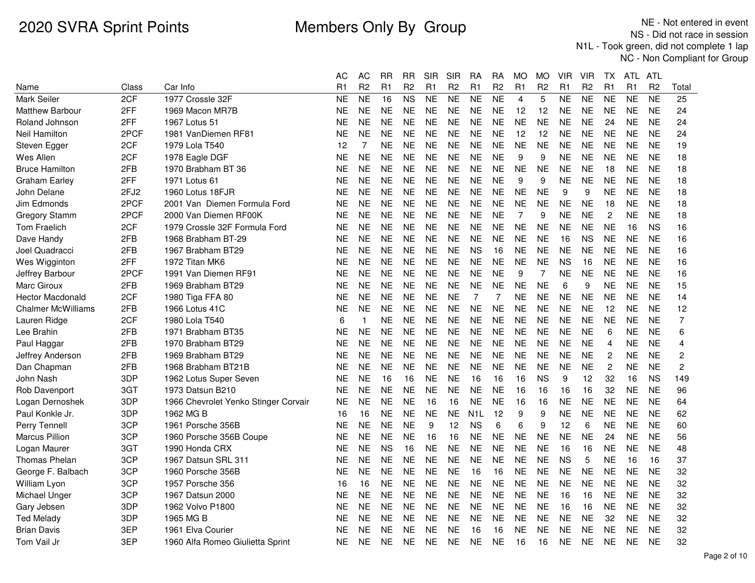# 2020 SVRA Sprint Points

## Members Only By Group

NE - Not entered in event
NS - Did not race in session
N1L - Took green, did not complete 1 lap
NC - Non Compliant for Group

| Name | Class | Car Info | AC R1 | AC R2 | RR R1 | RR R2 | SIR R1 | SIR R2 | RA R1 | RA R2 | MO R1 | MO R2 | VIR R1 | VIR R2 | TX R1 | ATL R1 | ATL R2 | Total |
|---|---|---|---|---|---|---|---|---|---|---|---|---|---|---|---|---|---|---|
| Mark Seiler | 2CF | 1977 Crossle 32F | NE | NE | 16 | NS | NE | NE | NE | NE | 4 | 5 | NE | NE | NE | NE | NE | 25 |
| Matthew Barbour | 2FF | 1969 Macon MR7B | NE | NE | NE | NE | NE | NE | NE | NE | 12 | 12 | NE | NE | NE | NE | NE | 24 |
| Roland Johnson | 2FF | 1967 Lotus 51 | NE | NE | NE | NE | NE | NE | NE | NE | NE | NE | NE | NE | 24 | NE | NE | 24 |
| Neil Hamilton | 2PCF | 1981 VanDiemen RF81 | NE | NE | NE | NE | NE | NE | NE | NE | 12 | 12 | NE | NE | NE | NE | NE | 24 |
| Steven Egger | 2CF | 1979 Lola T540 | 12 | 7 | NE | NE | NE | NE | NE | NE | NE | NE | NE | NE | NE | NE | NE | 19 |
| Wes Allen | 2CF | 1978 Eagle DGF | NE | NE | NE | NE | NE | NE | NE | NE | 9 | 9 | NE | NE | NE | NE | NE | 18 |
| Bruce Hamilton | 2FB | 1970 Brabham BT 36 | NE | NE | NE | NE | NE | NE | NE | NE | NE | NE | NE | NE | 18 | NE | NE | 18 |
| Graham Earley | 2FF | 1971 Lotus 61 | NE | NE | NE | NE | NE | NE | NE | NE | 9 | 9 | NE | NE | NE | NE | NE | 18 |
| John Delane | 2FJ2 | 1960 Lotus 18FJR | NE | NE | NE | NE | NE | NE | NE | NE | NE | NE | 9 | 9 | NE | NE | NE | 18 |
| Jim Edmonds | 2PCF | 2001 Van Diemen Formula Ford | NE | NE | NE | NE | NE | NE | NE | NE | NE | NE | NE | NE | 18 | NE | NE | 18 |
| Gregory Stamm | 2PCF | 2000 Van Diemen RF00K | NE | NE | NE | NE | NE | NE | NE | NE | 7 | 9 | NE | NE | 2 | NE | NE | 18 |
| Tom Fraelich | 2CF | 1979 Crossle 32F Formula Ford | NE | NE | NE | NE | NE | NE | NE | NE | NE | NE | NE | NE | NE | 16 | NS | 16 |
| Dave Handy | 2FB | 1968 Brabham BT-29 | NE | NE | NE | NE | NE | NE | NE | NE | NE | NE | 16 | NS | NE | NE | NE | 16 |
| Joel Quadracci | 2FB | 1967 Brabham BT29 | NE | NE | NE | NE | NE | NE | NS | 16 | NE | NE | NE | NE | NE | NE | NE | 16 |
| Wes Wigginton | 2FF | 1972 Titan MK6 | NE | NE | NE | NE | NE | NE | NE | NE | NE | NE | NS | 16 | NE | NE | NE | 16 |
| Jeffrey Barbour | 2PCF | 1991 Van Diemen RF91 | NE | NE | NE | NE | NE | NE | NE | NE | 9 | 7 | NE | NE | NE | NE | NE | 16 |
| Marc Giroux | 2FB | 1969 Brabham BT29 | NE | NE | NE | NE | NE | NE | NE | NE | NE | NE | 6 | 9 | NE | NE | NE | 15 |
| Hector Macdonald | 2CF | 1980 Tiga FFA 80 | NE | NE | NE | NE | NE | NE | 7 | 7 | NE | NE | NE | NE | NE | NE | NE | 14 |
| Chalmer McWilliams | 2FB | 1966 Lotus 41C | NE | NE | NE | NE | NE | NE | NE | NE | NE | NE | NE | NE | 12 | NE | NE | 12 |
| Lauren Ridge | 2CF | 1980 Lola T540 | 6 | 1 | NE | NE | NE | NE | NE | NE | NE | NE | NE | NE | NE | NE | NE | 7 |
| Lee Brahin | 2FB | 1971 Brabham BT35 | NE | NE | NE | NE | NE | NE | NE | NE | NE | NE | NE | NE | 6 | NE | NE | 6 |
| Paul Haggar | 2FB | 1970 Brabham BT29 | NE | NE | NE | NE | NE | NE | NE | NE | NE | NE | NE | NE | 4 | NE | NE | 4 |
| Jeffrey Anderson | 2FB | 1969 Brabham BT29 | NE | NE | NE | NE | NE | NE | NE | NE | NE | NE | NE | NE | 2 | NE | NE | 2 |
| Dan Chapman | 2FB | 1968 Brabham BT21B | NE | NE | NE | NE | NE | NE | NE | NE | NE | NE | NE | NE | 2 | NE | NE | 2 |
| John Nash | 3DP | 1962 Lotus Super Seven | NE | NE | 16 | 16 | NE | NE | 16 | 16 | 16 | NS | 9 | 12 | 32 | 16 | NS | 149 |
| Rob Davenport | 3GT | 1973 Datsun B210 | NE | NE | NE | NE | NE | NE | NE | NE | 16 | 16 | 16 | 16 | 32 | NE | NE | 96 |
| Logan Dernoshek | 3DP | 1966 Chevrolet Yenko Stinger Corvair | NE | NE | NE | NE | 16 | 16 | NE | NE | 16 | 16 | NE | NE | NE | NE | NE | 64 |
| Paul Konkle Jr. | 3DP | 1962 MG B | 16 | 16 | NE | NE | NE | NE | N1L | 12 | 9 | 9 | NE | NE | NE | NE | NE | 62 |
| Perry Tennell | 3CP | 1961 Porsche 356B | NE | NE | NE | NE | 9 | 12 | NS | 6 | 6 | 9 | 12 | 6 | NE | NE | NE | 60 |
| Marcus Pillion | 3CP | 1960 Porsche 356B Coupe | NE | NE | NE | NE | 16 | 16 | NE | NE | NE | NE | NE | NE | 24 | NE | NE | 56 |
| Logan Maurer | 3GT | 1990 Honda CRX | NE | NE | NS | 16 | NE | NE | NE | NE | NE | NE | 16 | 16 | NE | NE | NE | 48 |
| Thomas Phelan | 3CP | 1967 Datsun SRL 311 | NE | NE | NE | NE | NE | NE | NE | NE | NE | NE | NS | 5 | NE | 16 | 16 | 37 |
| George F. Balbach | 3CP | 1960 Porsche 356B | NE | NE | NE | NE | NE | NE | 16 | 16 | NE | NE | NE | NE | NE | NE | NE | 32 |
| William Lyon | 3CP | 1957 Porsche 356 | 16 | 16 | NE | NE | NE | NE | NE | NE | NE | NE | NE | NE | NE | NE | NE | 32 |
| Michael Unger | 3CP | 1967 Datsun 2000 | NE | NE | NE | NE | NE | NE | NE | NE | NE | NE | 16 | 16 | NE | NE | NE | 32 |
| Gary Jebsen | 3DP | 1962 Volvo P1800 | NE | NE | NE | NE | NE | NE | NE | NE | NE | NE | 16 | 16 | NE | NE | NE | 32 |
| Ted Melady | 3DP | 1965 MG B | NE | NE | NE | NE | NE | NE | NE | NE | NE | NE | NE | NE | 32 | NE | NE | 32 |
| Brian Davis | 3EP | 1961 Elva Courier | NE | NE | NE | NE | NE | NE | 16 | 16 | NE | NE | NE | NE | NE | NE | NE | 32 |
| Tom Vail Jr | 3EP | 1960 Alfa Romeo Giulietta Sprint | NE | NE | NE | NE | NE | NE | NE | NE | 16 | 16 | NE | NE | NE | NE | NE | 32 |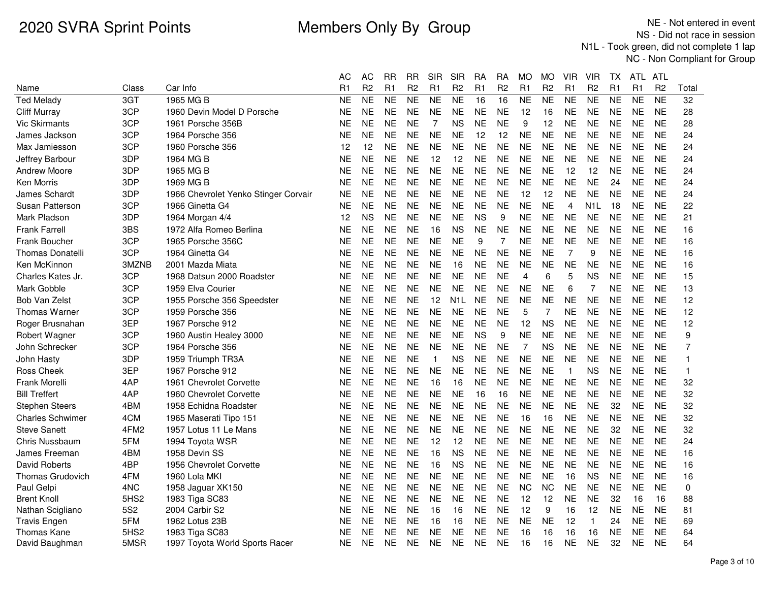# 2020 SVRA Sprint Points

# Members Only By Group

NE - Not entered in event
NS - Did not race in session
N1L - Took green, did not complete 1 lap
NC - Non Compliant for Group

| Name | Class | Car Info | AC R1 | AC R2 | RR R1 | RR R2 | SIR R1 | SIR R2 | RA R1 | RA R2 | MO R1 | MO R2 | VIR R1 | VIR R2 | TX R1 | ATL R1 | ATL R2 | Total |
|---|---|---|---|---|---|---|---|---|---|---|---|---|---|---|---|---|---|---|
| Ted Melady | 3GT | 1965 MG B | NE | NE | NE | NE | NE | NE | 16 | 16 | NE | NE | NE | NE | NE | NE | NE | 32 |
| Cliff Murray | 3CP | 1960 Devin Model D Porsche | NE | NE | NE | NE | NE | NE | NE | NE | 12 | 16 | NE | NE | NE | NE | NE | 28 |
| Vic Skirmants | 3CP | 1961 Porsche 356B | NE | NE | NE | NE | 7 | NS | NE | NE | 9 | 12 | NE | NE | NE | NE | NE | 28 |
| James Jackson | 3CP | 1964 Porsche 356 | NE | NE | NE | NE | NE | NE | 12 | 12 | NE | NE | NE | NE | NE | NE | NE | 24 |
| Max Jamiesson | 3CP | 1960 Porsche 356 | 12 | 12 | NE | NE | NE | NE | NE | NE | NE | NE | NE | NE | NE | NE | NE | 24 |
| Jeffrey Barbour | 3DP | 1964 MG B | NE | NE | NE | NE | 12 | 12 | NE | NE | NE | NE | NE | NE | NE | NE | NE | 24 |
| Andrew Moore | 3DP | 1965 MG B | NE | NE | NE | NE | NE | NE | NE | NE | NE | NE | 12 | 12 | NE | NE | NE | 24 |
| Ken Morris | 3DP | 1969 MG B | NE | NE | NE | NE | NE | NE | NE | NE | NE | NE | NE | NE | 24 | NE | NE | 24 |
| James Schardt | 3DP | 1966 Chevrolet Yenko Stinger Corvair | NE | NE | NE | NE | NE | NE | NE | NE | 12 | 12 | NE | NE | NE | NE | NE | 24 |
| Susan Patterson | 3CP | 1966 Ginetta G4 | NE | NE | NE | NE | NE | NE | NE | NE | NE | NE | 4 | N1L | 18 | NE | NE | 22 |
| Mark Pladson | 3DP | 1964 Morgan 4/4 | 12 | NS | NE | NE | NE | NE | NS | 9 | NE | NE | NE | NE | NE | NE | NE | 21 |
| Frank Farrell | 3BS | 1972 Alfa Romeo Berlina | NE | NE | NE | NE | 16 | NS | NE | NE | NE | NE | NE | NE | NE | NE | NE | 16 |
| Frank Boucher | 3CP | 1965 Porsche 356C | NE | NE | NE | NE | NE | NE | 9 | 7 | NE | NE | NE | NE | NE | NE | NE | 16 |
| Thomas Donatelli | 3CP | 1964 Ginetta G4 | NE | NE | NE | NE | NE | NE | NE | NE | NE | NE | 7 | 9 | NE | NE | NE | 16 |
| Ken McKinnon | 3MZNB | 2001 Mazda Miata | NE | NE | NE | NE | NE | 16 | NE | NE | NE | NE | NE | NE | NE | NE | NE | 16 |
| Charles Kates Jr. | 3CP | 1968 Datsun 2000 Roadster | NE | NE | NE | NE | NE | NE | NE | NE | 4 | 6 | 5 | NS | NE | NE | NE | 15 |
| Mark Gobble | 3CP | 1959 Elva Courier | NE | NE | NE | NE | NE | NE | NE | NE | NE | NE | 6 | 7 | NE | NE | NE | 13 |
| Bob Van Zelst | 3CP | 1955 Porsche 356 Speedster | NE | NE | NE | NE | 12 | N1L | NE | NE | NE | NE | NE | NE | NE | NE | NE | 12 |
| Thomas Warner | 3CP | 1959 Porsche 356 | NE | NE | NE | NE | NE | NE | NE | NE | 5 | 7 | NE | NE | NE | NE | NE | 12 |
| Roger Brusnahan | 3EP | 1967 Porsche 912 | NE | NE | NE | NE | NE | NE | NE | NE | 12 | NS | NE | NE | NE | NE | NE | 12 |
| Robert Wagner | 3CP | 1960 Austin Healey 3000 | NE | NE | NE | NE | NE | NE | NS | 9 | NE | NE | NE | NE | NE | NE | NE | 9 |
| John Schrecker | 3CP | 1964 Porsche 356 | NE | NE | NE | NE | NE | NE | NE | NE | 7 | NS | NE | NE | NE | NE | NE | 7 |
| John Hasty | 3DP | 1959 Triumph TR3A | NE | NE | NE | NE | 1 | NS | NE | NE | NE | NE | NE | NE | NE | NE | NE | 1 |
| Ross Cheek | 3EP | 1967 Porsche 912 | NE | NE | NE | NE | NE | NE | NE | NE | NE | NE | 1 | NS | NE | NE | NE | 1 |
| Frank Morelli | 4AP | 1961 Chevrolet Corvette | NE | NE | NE | NE | 16 | 16 | NE | NE | NE | NE | NE | NE | NE | NE | NE | 32 |
| Bill Treffert | 4AP | 1960 Chevrolet Corvette | NE | NE | NE | NE | NE | NE | 16 | 16 | NE | NE | NE | NE | NE | NE | NE | 32 |
| Stephen Steers | 4BM | 1958 Echidna Roadster | NE | NE | NE | NE | NE | NE | NE | NE | NE | NE | NE | NE | 32 | NE | NE | 32 |
| Charles Schwimer | 4CM | 1965 Maserati Tipo 151 | NE | NE | NE | NE | NE | NE | NE | NE | 16 | 16 | NE | NE | NE | NE | NE | 32 |
| Steve Sanett | 4FM2 | 1957 Lotus 11 Le Mans | NE | NE | NE | NE | NE | NE | NE | NE | NE | NE | NE | NE | 32 | NE | NE | 32 |
| Chris Nussbaum | 5FM | 1994 Toyota WSR | NE | NE | NE | NE | 12 | 12 | NE | NE | NE | NE | NE | NE | NE | NE | NE | 24 |
| James Freeman | 4BM | 1958 Devin SS | NE | NE | NE | NE | 16 | NS | NE | NE | NE | NE | NE | NE | NE | NE | NE | 16 |
| David Roberts | 4BP | 1956 Chevrolet Corvette | NE | NE | NE | NE | 16 | NS | NE | NE | NE | NE | NE | NE | NE | NE | NE | 16 |
| Thomas Grudovich | 4FM | 1960 Lola MKI | NE | NE | NE | NE | NE | NE | NE | NE | NE | NE | 16 | NS | NE | NE | NE | 16 |
| Paul Gelpi | 4NC | 1958 Jaguar XK150 | NE | NE | NE | NE | NE | NE | NE | NE | NC | NC | NE | NE | NE | NE | NE | 0 |
| Brent Knoll | 5HS2 | 1983 Tiga SC83 | NE | NE | NE | NE | NE | NE | NE | NE | 12 | 12 | NE | NE | 32 | 16 | 16 | 88 |
| Nathan Scigliano | 5S2 | 2004 Carbir S2 | NE | NE | NE | NE | 16 | 16 | NE | NE | 12 | 9 | 16 | 12 | NE | NE | NE | 81 |
| Travis Engen | 5FM | 1962 Lotus 23B | NE | NE | NE | NE | 16 | 16 | NE | NE | NE | NE | 12 | 1 | 24 | NE | NE | 69 |
| Thomas Kane | 5HS2 | 1983 Tiga SC83 | NE | NE | NE | NE | NE | NE | NE | NE | 16 | 16 | 16 | 16 | NE | NE | NE | 64 |
| David Baughman | 5MSR | 1997 Toyota World Sports Racer | NE | NE | NE | NE | NE | NE | NE | NE | 16 | 16 | NE | NE | 32 | NE | NE | 64 |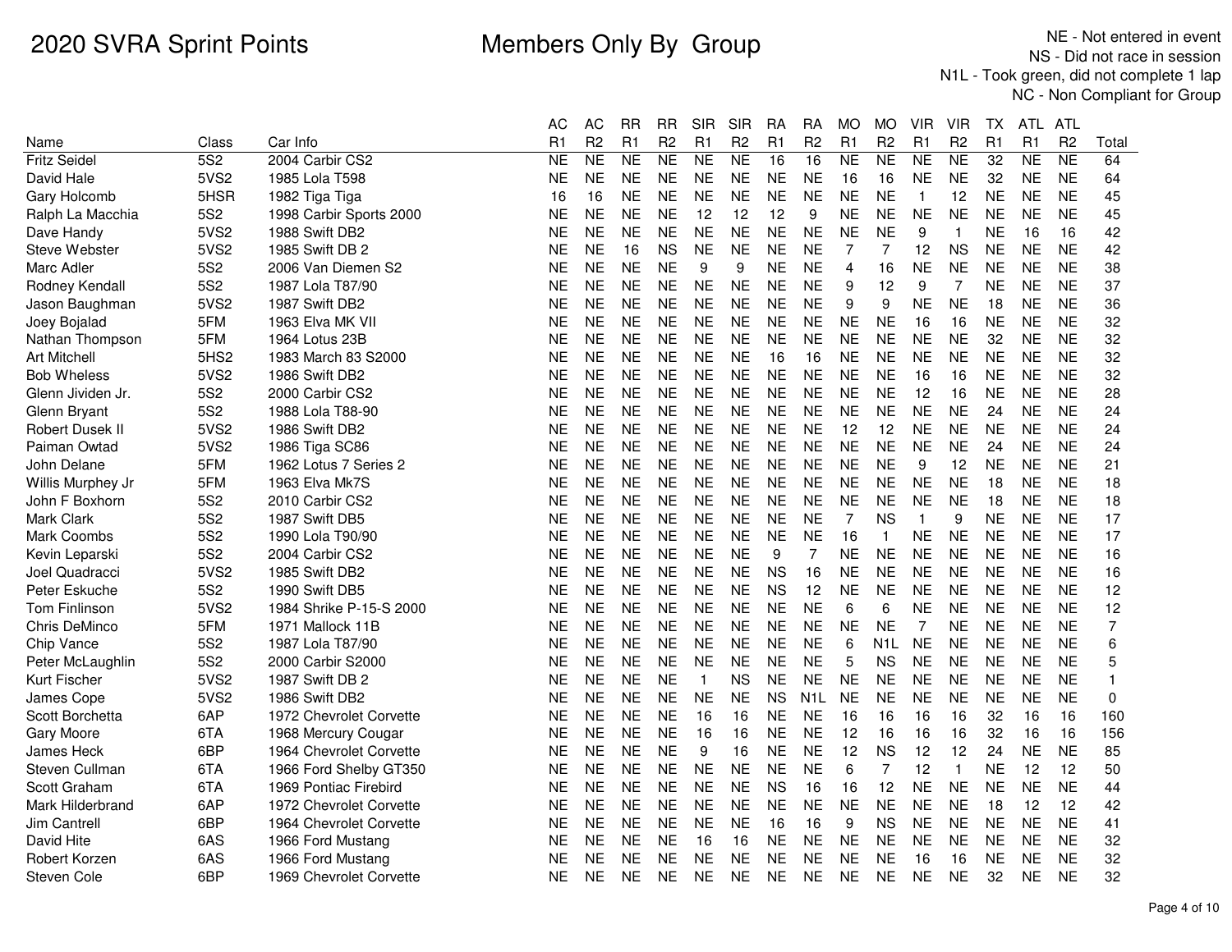# 2020 SVRA Sprint Points

## Members Only By Group

NE - Not entered in event
NS - Did not race in session
N1L - Took green, did not complete 1 lap
NC - Non Compliant for Group

| Name | Class | Car Info | AC R1 | AC R2 | RR R1 | RR R2 | SIR R1 | SIR R2 | RA R1 | RA R2 | MO R1 | MO R2 | VIR R1 | VIR R2 | TX R1 | ATL R1 | ATL R2 | Total |
|---|---|---|---|---|---|---|---|---|---|---|---|---|---|---|---|---|---|---|
| Fritz Seidel | 5S2 | 2004 Carbir CS2 | NE | NE | NE | NE | NE | NE | 16 | 16 | NE | NE | NE | NE | 32 | NE | NE | 64 |
| David Hale | 5VS2 | 1985 Lola T598 | NE | NE | NE | NE | NE | NE | NE | NE | 16 | 16 | NE | NE | 32 | NE | NE | 64 |
| Gary Holcomb | 5HSR | 1982 Tiga Tiga | 16 | 16 | NE | NE | NE | NE | NE | NE | NE | NE | 1 | 12 | NE | NE | NE | 45 |
| Ralph La Macchia | 5S2 | 1998 Carbir Sports 2000 | NE | NE | NE | NE | 12 | 12 | 12 | 9 | NE | NE | NE | NE | NE | NE | NE | 45 |
| Dave Handy | 5VS2 | 1988 Swift DB2 | NE | NE | NE | NE | NE | NE | NE | NE | NE | NE | 9 | 1 | NE | 16 | 16 | 42 |
| Steve Webster | 5VS2 | 1985 Swift DB 2 | NE | NE | 16 | NS | NE | NE | NE | NE | 7 | 7 | 12 | NS | NE | NE | NE | 42 |
| Marc Adler | 5S2 | 2006 Van Diemen S2 | NE | NE | NE | NE | 9 | 9 | NE | NE | 4 | 16 | NE | NE | NE | NE | NE | 38 |
| Rodney Kendall | 5S2 | 1987 Lola T87/90 | NE | NE | NE | NE | NE | NE | NE | NE | 9 | 12 | 9 | 7 | NE | NE | NE | 37 |
| Jason Baughman | 5VS2 | 1987 Swift DB2 | NE | NE | NE | NE | NE | NE | NE | NE | 9 | 9 | NE | NE | 18 | NE | NE | 36 |
| Joey Bojalad | 5FM | 1963 Elva MK VII | NE | NE | NE | NE | NE | NE | NE | NE | NE | NE | 16 | 16 | NE | NE | NE | 32 |
| Nathan Thompson | 5FM | 1964 Lotus 23B | NE | NE | NE | NE | NE | NE | NE | NE | NE | NE | NE | NE | 32 | NE | NE | 32 |
| Art Mitchell | 5HS2 | 1983 March 83 S2000 | NE | NE | NE | NE | NE | NE | 16 | 16 | NE | NE | NE | NE | NE | NE | NE | 32 |
| Bob Wheless | 5VS2 | 1986 Swift DB2 | NE | NE | NE | NE | NE | NE | NE | NE | NE | NE | 16 | 16 | NE | NE | NE | 32 |
| Glenn Jividen Jr. | 5S2 | 2000 Carbir CS2 | NE | NE | NE | NE | NE | NE | NE | NE | NE | NE | 12 | 16 | NE | NE | NE | 28 |
| Glenn Bryant | 5S2 | 1988 Lola T88-90 | NE | NE | NE | NE | NE | NE | NE | NE | NE | NE | NE | NE | 24 | NE | NE | 24 |
| Robert Dusek II | 5VS2 | 1986 Swift DB2 | NE | NE | NE | NE | NE | NE | NE | NE | 12 | 12 | NE | NE | NE | NE | NE | 24 |
| Paiman Owtad | 5VS2 | 1986 Tiga SC86 | NE | NE | NE | NE | NE | NE | NE | NE | NE | NE | NE | NE | 24 | NE | NE | 24 |
| John Delane | 5FM | 1962 Lotus 7 Series 2 | NE | NE | NE | NE | NE | NE | NE | NE | NE | NE | 9 | 12 | NE | NE | NE | 21 |
| Willis Murphey Jr | 5FM | 1963 Elva Mk7S | NE | NE | NE | NE | NE | NE | NE | NE | NE | NE | NE | NE | 18 | NE | NE | 18 |
| John F Boxhorn | 5S2 | 2010 Carbir CS2 | NE | NE | NE | NE | NE | NE | NE | NE | NE | NE | NE | NE | 18 | NE | NE | 18 |
| Mark Clark | 5S2 | 1987 Swift DB5 | NE | NE | NE | NE | NE | NE | NE | NE | 7 | NS | 1 | 9 | NE | NE | NE | 17 |
| Mark Coombs | 5S2 | 1990 Lola T90/90 | NE | NE | NE | NE | NE | NE | NE | NE | 16 | 1 | NE | NE | NE | NE | NE | 17 |
| Kevin Leparski | 5S2 | 2004 Carbir CS2 | NE | NE | NE | NE | NE | NE | 9 | 7 | NE | NE | NE | NE | NE | NE | NE | 16 |
| Joel Quadracci | 5VS2 | 1985 Swift DB2 | NE | NE | NE | NE | NE | NE | NS | 16 | NE | NE | NE | NE | NE | NE | NE | 16 |
| Peter Eskuche | 5S2 | 1990 Swift DB5 | NE | NE | NE | NE | NE | NE | NS | 12 | NE | NE | NE | NE | NE | NE | NE | 12 |
| Tom Finlinson | 5VS2 | 1984 Shrike P-15-S 2000 | NE | NE | NE | NE | NE | NE | NE | NE | 6 | 6 | NE | NE | NE | NE | NE | 12 |
| Chris DeMinco | 5FM | 1971 Mallock 11B | NE | NE | NE | NE | NE | NE | NE | NE | NE | NE | 7 | NE | NE | NE | NE | 7 |
| Chip Vance | 5S2 | 1987 Lola T87/90 | NE | NE | NE | NE | NE | NE | NE | NE | 6 | N1L | NE | NE | NE | NE | NE | 6 |
| Peter McLaughlin | 5S2 | 2000 Carbir S2000 | NE | NE | NE | NE | NE | NE | NE | NE | 5 | NS | NE | NE | NE | NE | NE | 5 |
| Kurt Fischer | 5VS2 | 1987 Swift DB 2 | NE | NE | NE | NE | 1 | NS | NE | NE | NE | NE | NE | NE | NE | NE | NE | 1 |
| James Cope | 5VS2 | 1986 Swift DB2 | NE | NE | NE | NE | NE | NE | NS | N1L | NE | NE | NE | NE | NE | NE | NE | 0 |
| Scott Borchetta | 6AP | 1972 Chevrolet Corvette | NE | NE | NE | NE | 16 | 16 | NE | NE | 16 | 16 | 16 | 16 | 32 | 16 | 16 | 160 |
| Gary Moore | 6TA | 1968 Mercury Cougar | NE | NE | NE | NE | 16 | 16 | NE | NE | 12 | 16 | 16 | 16 | 32 | 16 | 16 | 156 |
| James Heck | 6BP | 1964 Chevrolet Corvette | NE | NE | NE | NE | 9 | 16 | NE | NE | 12 | NS | 12 | 12 | 24 | NE | NE | 85 |
| Steven Cullman | 6TA | 1966 Ford Shelby GT350 | NE | NE | NE | NE | NE | NE | NE | NE | 6 | 7 | 12 | 1 | NE | 12 | 12 | 50 |
| Scott Graham | 6TA | 1969 Pontiac Firebird | NE | NE | NE | NE | NE | NE | NS | 16 | 16 | 12 | NE | NE | NE | NE | NE | 44 |
| Mark Hilderbrand | 6AP | 1972 Chevrolet Corvette | NE | NE | NE | NE | NE | NE | NE | NE | NE | NE | NE | NE | 18 | 12 | 12 | 42 |
| Jim Cantrell | 6BP | 1964 Chevrolet Corvette | NE | NE | NE | NE | NE | NE | 16 | 16 | 9 | NS | NE | NE | NE | NE | NE | 41 |
| David Hite | 6AS | 1966 Ford Mustang | NE | NE | NE | NE | 16 | 16 | NE | NE | NE | NE | NE | NE | NE | NE | NE | 32 |
| Robert Korzen | 6AS | 1966 Ford Mustang | NE | NE | NE | NE | NE | NE | NE | NE | NE | NE | 16 | 16 | NE | NE | NE | 32 |
| Steven Cole | 6BP | 1969 Chevrolet Corvette | NE | NE | NE | NE | NE | NE | NE | NE | NE | NE | NE | NE | 32 | NE | NE | 32 |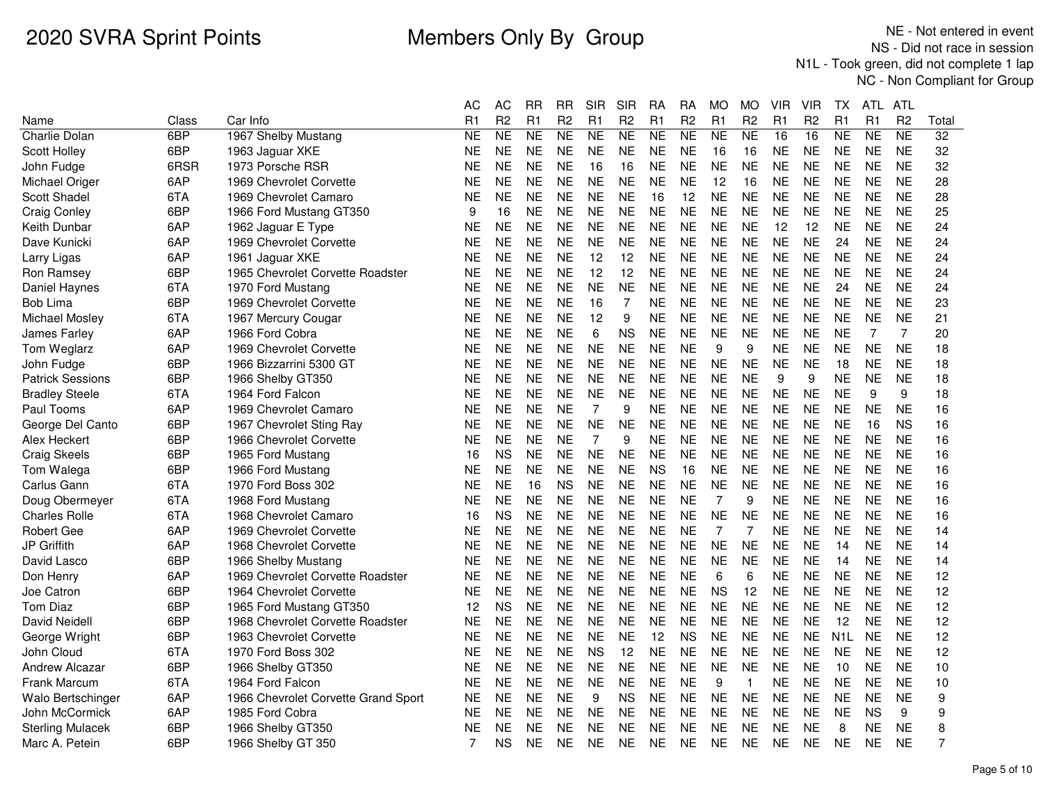# 2020 SVRA Sprint Points

## Members Only By Group

NE - Not entered in event
NS - Did not race in session
N1L - Took green, did not complete 1 lap
NC - Non Compliant for Group

| Name | Class | Car Info | AC R1 | AC R2 | RR R1 | RR R2 | SIR R1 | SIR R2 | RA R1 | RA R2 | MO R1 | MO R2 | VIR R1 | VIR R2 | TX R1 | ATL R1 | ATL R2 | Total |
|---|---|---|---|---|---|---|---|---|---|---|---|---|---|---|---|---|---|---|
| Charlie Dolan | 6BP | 1967 Shelby Mustang | NE | NE | NE | NE | NE | NE | NE | NE | NE | NE | 16 | 16 | NE | NE | NE | 32 |
| Scott Holley | 6BP | 1963 Jaguar XKE | NE | NE | NE | NE | NE | NE | NE | NE | 16 | 16 | NE | NE | NE | NE | NE | 32 |
| John Fudge | 6RSR | 1973 Porsche RSR | NE | NE | NE | NE | 16 | 16 | NE | NE | NE | NE | NE | NE | NE | NE | NE | 32 |
| Michael Origer | 6AP | 1969 Chevrolet Corvette | NE | NE | NE | NE | NE | NE | NE | NE | 12 | 16 | NE | NE | NE | NE | NE | 28 |
| Scott Shadel | 6TA | 1969 Chevrolet Camaro | NE | NE | NE | NE | NE | NE | 16 | 12 | NE | NE | NE | NE | NE | NE | NE | 28 |
| Craig Conley | 6BP | 1966 Ford Mustang GT350 | 9 | 16 | NE | NE | NE | NE | NE | NE | NE | NE | NE | NE | NE | NE | NE | 25 |
| Keith Dunbar | 6AP | 1962 Jaguar E Type | NE | NE | NE | NE | NE | NE | NE | NE | NE | NE | 12 | 12 | NE | NE | NE | 24 |
| Dave Kunicki | 6AP | 1969 Chevrolet Corvette | NE | NE | NE | NE | NE | NE | NE | NE | NE | NE | NE | NE | 24 | NE | NE | 24 |
| Larry Ligas | 6AP | 1961 Jaguar XKE | NE | NE | NE | NE | 12 | 12 | NE | NE | NE | NE | NE | NE | NE | NE | NE | 24 |
| Ron Ramsey | 6BP | 1965 Chevrolet Corvette Roadster | NE | NE | NE | NE | 12 | 12 | NE | NE | NE | NE | NE | NE | NE | NE | NE | 24 |
| Daniel Haynes | 6TA | 1970 Ford Mustang | NE | NE | NE | NE | NE | NE | NE | NE | NE | NE | NE | NE | 24 | NE | NE | 24 |
| Bob Lima | 6BP | 1969 Chevrolet Corvette | NE | NE | NE | NE | 16 | 7 | NE | NE | NE | NE | NE | NE | NE | NE | NE | 23 |
| Michael Mosley | 6TA | 1967 Mercury Cougar | NE | NE | NE | NE | 12 | 9 | NE | NE | NE | NE | NE | NE | NE | NE | NE | 21 |
| James Farley | 6AP | 1966 Ford Cobra | NE | NE | NE | NE | 6 | NS | NE | NE | NE | NE | NE | NE | NE | 7 | 7 | 20 |
| Tom Weglarz | 6AP | 1969 Chevrolet Corvette | NE | NE | NE | NE | NE | NE | NE | NE | 9 | 9 | NE | NE | NE | NE | NE | 18 |
| John Fudge | 6BP | 1966 Bizzarrini 5300 GT | NE | NE | NE | NE | NE | NE | NE | NE | NE | NE | NE | NE | 18 | NE | NE | 18 |
| Patrick Sessions | 6BP | 1966 Shelby GT350 | NE | NE | NE | NE | NE | NE | NE | NE | NE | NE | 9 | 9 | NE | NE | NE | 18 |
| Bradley Steele | 6TA | 1964 Ford Falcon | NE | NE | NE | NE | NE | NE | NE | NE | NE | NE | NE | NE | NE | 9 | 9 | 18 |
| Paul Tooms | 6AP | 1969 Chevrolet Camaro | NE | NE | NE | NE | 7 | 9 | NE | NE | NE | NE | NE | NE | NE | NE | NE | 16 |
| George Del Canto | 6BP | 1967 Chevrolet Sting Ray | NE | NE | NE | NE | NE | NE | NE | NE | NE | NE | NE | NE | NE | 16 | NS | 16 |
| Alex Heckert | 6BP | 1966 Chevrolet Corvette | NE | NE | NE | NE | 7 | 9 | NE | NE | NE | NE | NE | NE | NE | NE | NE | 16 |
| Craig Skeels | 6BP | 1965 Ford Mustang | 16 | NS | NE | NE | NE | NE | NE | NE | NE | NE | NE | NE | NE | NE | NE | 16 |
| Tom Walega | 6BP | 1966 Ford Mustang | NE | NE | NE | NE | NE | NE | NS | 16 | NE | NE | NE | NE | NE | NE | NE | 16 |
| Carlus Gann | 6TA | 1970 Ford Boss 302 | NE | NE | 16 | NS | NE | NE | NE | NE | NE | NE | NE | NE | NE | NE | NE | 16 |
| Doug Obermeyer | 6TA | 1968 Ford Mustang | NE | NE | NE | NE | NE | NE | NE | NE | 7 | 9 | NE | NE | NE | NE | NE | 16 |
| Charles Rolle | 6TA | 1968 Chevrolet Camaro | 16 | NS | NE | NE | NE | NE | NE | NE | NE | NE | NE | NE | NE | NE | NE | 16 |
| Robert Gee | 6AP | 1969 Chevrolet Corvette | NE | NE | NE | NE | NE | NE | NE | NE | 7 | 7 | NE | NE | NE | NE | NE | 14 |
| JP Griffith | 6AP | 1968 Chevrolet Corvette | NE | NE | NE | NE | NE | NE | NE | NE | NE | NE | NE | NE | 14 | NE | NE | 14 |
| David Lasco | 6BP | 1966 Shelby Mustang | NE | NE | NE | NE | NE | NE | NE | NE | NE | NE | NE | NE | 14 | NE | NE | 14 |
| Don Henry | 6AP | 1969 Chevrolet Corvette Roadster | NE | NE | NE | NE | NE | NE | NE | NE | 6 | 6 | NE | NE | NE | NE | NE | 12 |
| Joe Catron | 6BP | 1964 Chevrolet Corvette | NE | NE | NE | NE | NE | NE | NE | NE | NS | 12 | NE | NE | NE | NE | NE | 12 |
| Tom Diaz | 6BP | 1965 Ford Mustang GT350 | 12 | NS | NE | NE | NE | NE | NE | NE | NE | NE | NE | NE | NE | NE | NE | 12 |
| David Neidell | 6BP | 1968 Chevrolet Corvette Roadster | NE | NE | NE | NE | NE | NE | NE | NE | NE | NE | NE | NE | 12 | NE | NE | 12 |
| George Wright | 6BP | 1963 Chevrolet Corvette | NE | NE | NE | NE | NE | NE | 12 | NS | NE | NE | NE | NE | N1L | NE | NE | 12 |
| John Cloud | 6TA | 1970 Ford Boss 302 | NE | NE | NE | NE | NS | 12 | NE | NE | NE | NE | NE | NE | NE | NE | NE | 12 |
| Andrew Alcazar | 6BP | 1966 Shelby GT350 | NE | NE | NE | NE | NE | NE | NE | NE | NE | NE | NE | NE | 10 | NE | NE | 10 |
| Frank Marcum | 6TA | 1964 Ford Falcon | NE | NE | NE | NE | NE | NE | NE | NE | 9 | 1 | NE | NE | NE | NE | NE | 10 |
| Walo Bertschinger | 6AP | 1966 Chevrolet Corvette Grand Sport | NE | NE | NE | NE | 9 | NS | NE | NE | NE | NE | NE | NE | NE | NE | NE | 9 |
| John McCormick | 6AP | 1985 Ford Cobra | NE | NE | NE | NE | NE | NE | NE | NE | NE | NE | NE | NE | NE | NS | 9 | 9 |
| Sterling Mulacek | 6BP | 1966 Shelby GT350 | NE | NE | NE | NE | NE | NE | NE | NE | NE | NE | NE | NE | 8 | NE | NE | 8 |
| Marc A. Petein | 6BP | 1966 Shelby GT 350 | 7 | NS | NE | NE | NE | NE | NE | NE | NE | NE | NE | NE | NE | NE | NE | 7 |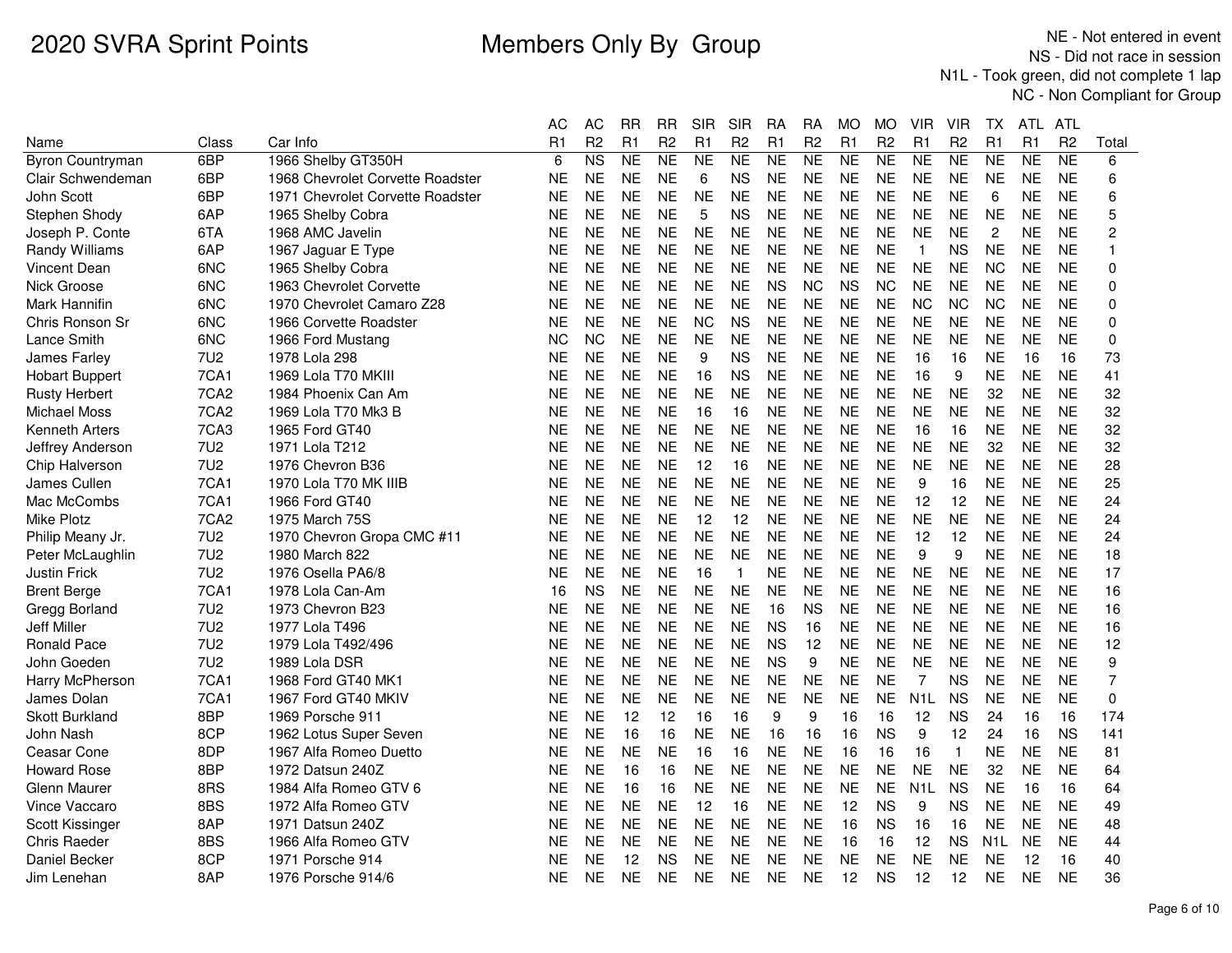# 2020 SVRA Sprint Points

## Members Only By Group

NE - Not entered in event
NS - Did not race in session
N1L - Took green, did not complete 1 lap
NC - Non Compliant for Group

| Name | Class | Car Info | AC R1 | AC R2 | RR R1 | RR R2 | SIR R1 | SIR R2 | RA R1 | RA R2 | MO R1 | MO R2 | VIR R1 | VIR R2 | TX R1 | ATL R1 | ATL R2 | Total |
|---|---|---|---|---|---|---|---|---|---|---|---|---|---|---|---|---|---|---|
| Byron Countryman | 6BP | 1966 Shelby GT350H | 6 | NS | NE | NE | NE | NE | NE | NE | NE | NE | NE | NE | NE | NE | NE | 6 |
| Clair Schwendeman | 6BP | 1968 Chevrolet Corvette Roadster | NE | NE | NE | NE | 6 | NS | NE | NE | NE | NE | NE | NE | NE | NE | NE | 6 |
| John Scott | 6BP | 1971 Chevrolet Corvette Roadster | NE | NE | NE | NE | NE | NE | NE | NE | NE | NE | NE | NE | 6 | NE | NE | 6 |
| Stephen Shody | 6AP | 1965 Shelby Cobra | NE | NE | NE | NE | 5 | NS | NE | NE | NE | NE | NE | NE | NE | NE | NE | 5 |
| Joseph P. Conte | 6TA | 1968 AMC Javelin | NE | NE | NE | NE | NE | NE | NE | NE | NE | NE | NE | NE | 2 | NE | NE | 2 |
| Randy Williams | 6AP | 1967 Jaguar E Type | NE | NE | NE | NE | NE | NE | NE | NE | NE | NE | 1 | NS | NE | NE | NE | 1 |
| Vincent Dean | 6NC | 1965 Shelby Cobra | NE | NE | NE | NE | NE | NE | NE | NE | NE | NE | NE | NE | NC | NE | NE | 0 |
| Nick Groose | 6NC | 1963 Chevrolet Corvette | NE | NE | NE | NE | NE | NE | NS | NC | NS | NC | NE | NE | NE | NE | NE | 0 |
| Mark Hannifin | 6NC | 1970 Chevrolet Camaro Z28 | NE | NE | NE | NE | NE | NE | NE | NE | NE | NE | NC | NC | NC | NE | NE | 0 |
| Chris Ronson Sr | 6NC | 1966 Corvette Roadster | NE | NE | NE | NE | NC | NS | NE | NE | NE | NE | NE | NE | NE | NE | NE | 0 |
| Lance Smith | 6NC | 1966 Ford Mustang | NC | NC | NE | NE | NE | NE | NE | NE | NE | NE | NE | NE | NE | NE | NE | 0 |
| James Farley | 7U2 | 1978 Lola 298 | NE | NE | NE | NE | 9 | NS | NE | NE | NE | NE | 16 | 16 | NE | 16 | 16 | 73 |
| Hobart Buppert | 7CA1 | 1969 Lola T70 MKIII | NE | NE | NE | NE | 16 | NS | NE | NE | NE | NE | 16 | 9 | NE | NE | NE | 41 |
| Rusty Herbert | 7CA2 | 1984 Phoenix Can Am | NE | NE | NE | NE | NE | NE | NE | NE | NE | NE | NE | NE | 32 | NE | NE | 32 |
| Michael Moss | 7CA2 | 1969 Lola T70 Mk3 B | NE | NE | NE | NE | 16 | 16 | NE | NE | NE | NE | NE | NE | NE | NE | NE | 32 |
| Kenneth Arters | 7CA3 | 1965 Ford GT40 | NE | NE | NE | NE | NE | NE | NE | NE | NE | NE | 16 | 16 | NE | NE | NE | 32 |
| Jeffrey Anderson | 7U2 | 1971 Lola T212 | NE | NE | NE | NE | NE | NE | NE | NE | NE | NE | NE | NE | 32 | NE | NE | 32 |
| Chip Halverson | 7U2 | 1976 Chevron B36 | NE | NE | NE | NE | 12 | 16 | NE | NE | NE | NE | NE | NE | NE | NE | NE | 28 |
| James Cullen | 7CA1 | 1970 Lola T70 MK IIIB | NE | NE | NE | NE | NE | NE | NE | NE | NE | NE | 9 | 16 | NE | NE | NE | 25 |
| Mac McCombs | 7CA1 | 1966 Ford GT40 | NE | NE | NE | NE | NE | NE | NE | NE | NE | NE | 12 | 12 | NE | NE | NE | 24 |
| Mike Plotz | 7CA2 | 1975 March 75S | NE | NE | NE | NE | 12 | 12 | NE | NE | NE | NE | NE | NE | NE | NE | NE | 24 |
| Philip Meany Jr. | 7U2 | 1970 Chevron Gropa CMC #11 | NE | NE | NE | NE | NE | NE | NE | NE | NE | NE | 12 | 12 | NE | NE | NE | 24 |
| Peter McLaughlin | 7U2 | 1980 March 822 | NE | NE | NE | NE | NE | NE | NE | NE | NE | NE | 9 | 9 | NE | NE | NE | 18 |
| Justin Frick | 7U2 | 1976 Osella PA6/8 | NE | NE | NE | NE | 16 | 1 | NE | NE | NE | NE | NE | NE | NE | NE | NE | 17 |
| Brent Berge | 7CA1 | 1978 Lola Can-Am | 16 | NS | NE | NE | NE | NE | NE | NE | NE | NE | NE | NE | NE | NE | NE | 16 |
| Gregg Borland | 7U2 | 1973 Chevron B23 | NE | NE | NE | NE | NE | NE | 16 | NS | NE | NE | NE | NE | NE | NE | NE | 16 |
| Jeff Miller | 7U2 | 1977 Lola T496 | NE | NE | NE | NE | NE | NE | NS | 16 | NE | NE | NE | NE | NE | NE | NE | 16 |
| Ronald Pace | 7U2 | 1979 Lola T492/496 | NE | NE | NE | NE | NE | NE | NS | 12 | NE | NE | NE | NE | NE | NE | NE | 12 |
| John Goeden | 7U2 | 1989 Lola DSR | NE | NE | NE | NE | NE | NE | NS | 9 | NE | NE | NE | NE | NE | NE | NE | 9 |
| Harry McPherson | 7CA1 | 1968 Ford GT40 MK1 | NE | NE | NE | NE | NE | NE | NE | NE | NE | NE | 7 | NS | NE | NE | NE | 7 |
| James Dolan | 7CA1 | 1967 Ford GT40 MKIV | NE | NE | NE | NE | NE | NE | NE | NE | NE | NE | N1L | NS | NE | NE | NE | 0 |
| Skott Burkland | 8BP | 1969 Porsche 911 | NE | NE | 12 | 12 | 16 | 16 | 9 | 9 | 16 | 16 | 12 | NS | 24 | 16 | 16 | 174 |
| John Nash | 8CP | 1962 Lotus Super Seven | NE | NE | 16 | 16 | NE | NE | 16 | 16 | 16 | NS | 9 | 12 | 24 | 16 | NS | 141 |
| Ceasar Cone | 8DP | 1967 Alfa Romeo Duetto | NE | NE | NE | NE | 16 | 16 | NE | NE | 16 | 16 | 16 | 1 | NE | NE | NE | 81 |
| Howard Rose | 8BP | 1972 Datsun 240Z | NE | NE | 16 | 16 | NE | NE | NE | NE | NE | NE | NE | NE | 32 | NE | NE | 64 |
| Glenn Maurer | 8RS | 1984 Alfa Romeo GTV 6 | NE | NE | 16 | 16 | NE | NE | NE | NE | NE | NE | N1L | NS | NE | 16 | 16 | 64 |
| Vince Vaccaro | 8BS | 1972 Alfa Romeo GTV | NE | NE | NE | NE | 12 | 16 | NE | NE | 12 | NS | 9 | NS | NE | NE | NE | 49 |
| Scott Kissinger | 8AP | 1971 Datsun 240Z | NE | NE | NE | NE | NE | NE | NE | NE | 16 | NS | 16 | 16 | NE | NE | NE | 48 |
| Chris Raeder | 8BS | 1966 Alfa Romeo GTV | NE | NE | NE | NE | NE | NE | NE | NE | 16 | 16 | 12 | NS | N1L | NE | NE | 44 |
| Daniel Becker | 8CP | 1971 Porsche 914 | NE | NE | 12 | NS | NE | NE | NE | NE | NE | NE | NE | NE | NE | 12 | 16 | 40 |
| Jim Lenehan | 8AP | 1976 Porsche 914/6 | NE | NE | NE | NE | NE | NE | NE | NE | 12 | NS | 12 | 12 | NE | NE | NE | 36 |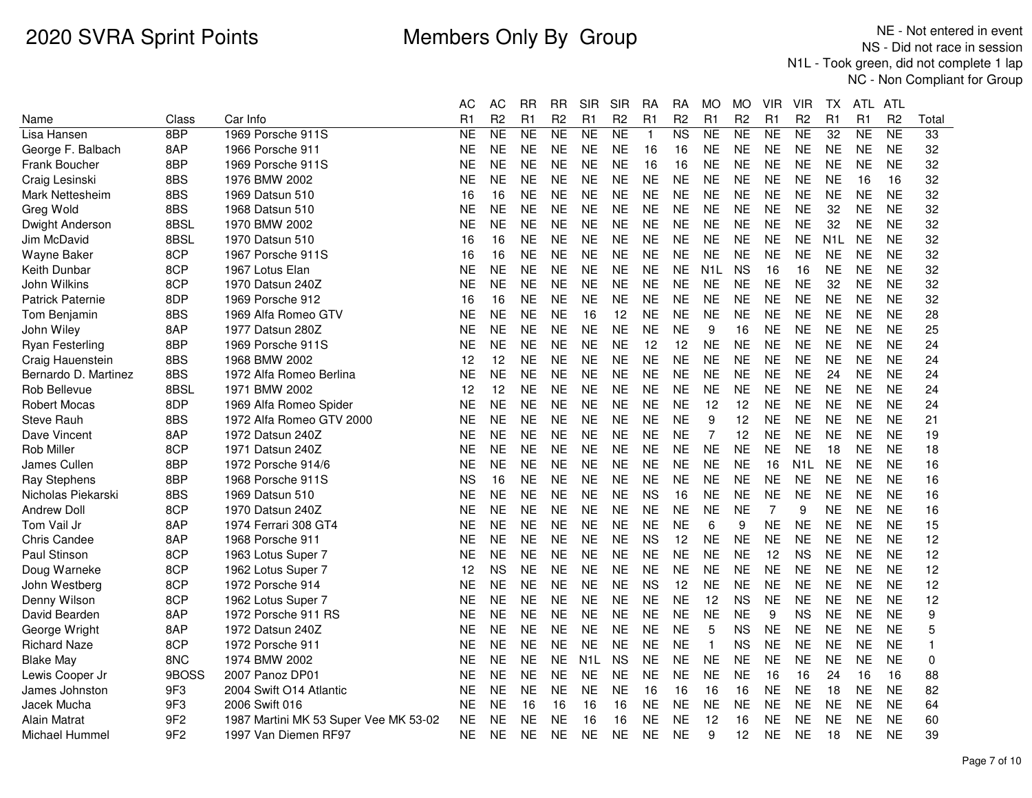# 2020 SVRA Sprint Points

## Members Only By Group

NE - Not entered in event
NS - Did not race in session
N1L - Took green, did not complete 1 lap
NC - Non Compliant for Group

| Name | Class | Car Info | AC R1 | AC R2 | RR R1 | RR R2 | SIR R1 | SIR R2 | RA R1 | RA R2 | MO R1 | MO R2 | VIR R1 | VIR R2 | TX R1 | ATL R1 | ATL R2 | Total |
|---|---|---|---|---|---|---|---|---|---|---|---|---|---|---|---|---|---|---|
| Lisa Hansen | 8BP | 1969 Porsche 911S | NE | NE | NE | NE | NE | NE | 1 | NS | NE | NE | NE | NE | 32 | NE | NE | 33 |
| George F. Balbach | 8AP | 1966 Porsche 911 | NE | NE | NE | NE | NE | NE | 16 | 16 | NE | NE | NE | NE | NE | NE | NE | 32 |
| Frank Boucher | 8BP | 1969 Porsche 911S | NE | NE | NE | NE | NE | NE | 16 | 16 | NE | NE | NE | NE | NE | NE | NE | 32 |
| Craig Lesinski | 8BS | 1976 BMW 2002 | NE | NE | NE | NE | NE | NE | NE | NE | NE | NE | NE | NE | NE | 16 | 16 | 32 |
| Mark Nettesheim | 8BS | 1969 Datsun 510 | 16 | 16 | NE | NE | NE | NE | NE | NE | NE | NE | NE | NE | NE | NE | NE | 32 |
| Greg Wold | 8BS | 1968 Datsun 510 | NE | NE | NE | NE | NE | NE | NE | NE | NE | NE | NE | NE | 32 | NE | NE | 32 |
| Dwight Anderson | 8BSL | 1970 BMW 2002 | NE | NE | NE | NE | NE | NE | NE | NE | NE | NE | NE | NE | 32 | NE | NE | 32 |
| Jim McDavid | 8BSL | 1970 Datsun 510 | 16 | 16 | NE | NE | NE | NE | NE | NE | NE | NE | NE | NE | N1L | NE | NE | 32 |
| Wayne Baker | 8CP | 1967 Porsche 911S | 16 | 16 | NE | NE | NE | NE | NE | NE | NE | NE | NE | NE | NE | NE | NE | 32 |
| Keith Dunbar | 8CP | 1967 Lotus Elan | NE | NE | NE | NE | NE | NE | NE | NE | N1L | NS | 16 | 16 | NE | NE | NE | 32 |
| John Wilkins | 8CP | 1970 Datsun 240Z | NE | NE | NE | NE | NE | NE | NE | NE | NE | NE | NE | NE | 32 | NE | NE | 32 |
| Patrick Paternie | 8DP | 1969 Porsche 912 | 16 | 16 | NE | NE | NE | NE | NE | NE | NE | NE | NE | NE | NE | NE | NE | 32 |
| Tom Benjamin | 8BS | 1969 Alfa Romeo GTV | NE | NE | NE | NE | 16 | 12 | NE | NE | NE | NE | NE | NE | NE | NE | NE | 28 |
| John Wiley | 8AP | 1977 Datsun 280Z | NE | NE | NE | NE | NE | NE | NE | NE | 9 | 16 | NE | NE | NE | NE | NE | 25 |
| Ryan Festerling | 8BP | 1969 Porsche 911S | NE | NE | NE | NE | NE | NE | 12 | 12 | NE | NE | NE | NE | NE | NE | NE | 24 |
| Craig Hauenstein | 8BS | 1968 BMW 2002 | 12 | 12 | NE | NE | NE | NE | NE | NE | NE | NE | NE | NE | NE | NE | NE | 24 |
| Bernardo D. Martinez | 8BS | 1972 Alfa Romeo Berlina | NE | NE | NE | NE | NE | NE | NE | NE | NE | NE | NE | NE | 24 | NE | NE | 24 |
| Rob Bellevue | 8BSL | 1971 BMW 2002 | 12 | 12 | NE | NE | NE | NE | NE | NE | NE | NE | NE | NE | NE | NE | NE | 24 |
| Robert Mocas | 8DP | 1969 Alfa Romeo Spider | NE | NE | NE | NE | NE | NE | NE | NE | 12 | 12 | NE | NE | NE | NE | NE | 24 |
| Steve Rauh | 8BS | 1972 Alfa Romeo GTV 2000 | NE | NE | NE | NE | NE | NE | NE | NE | 9 | 12 | NE | NE | NE | NE | NE | 21 |
| Dave Vincent | 8AP | 1972 Datsun 240Z | NE | NE | NE | NE | NE | NE | NE | NE | 7 | 12 | NE | NE | NE | NE | NE | 19 |
| Rob Miller | 8CP | 1971 Datsun 240Z | NE | NE | NE | NE | NE | NE | NE | NE | NE | NE | NE | NE | 18 | NE | NE | 18 |
| James Cullen | 8BP | 1972 Porsche 914/6 | NE | NE | NE | NE | NE | NE | NE | NE | NE | NE | 16 | N1L | NE | NE | NE | 16 |
| Ray Stephens | 8BP | 1968 Porsche 911S | NS | 16 | NE | NE | NE | NE | NE | NE | NE | NE | NE | NE | NE | NE | NE | 16 |
| Nicholas Piekarski | 8BS | 1969 Datsun 510 | NE | NE | NE | NE | NE | NE | NS | 16 | NE | NE | NE | NE | NE | NE | NE | 16 |
| Andrew Doll | 8CP | 1970 Datsun 240Z | NE | NE | NE | NE | NE | NE | NE | NE | NE | NE | 7 | 9 | NE | NE | NE | 16 |
| Tom Vail Jr | 8AP | 1974 Ferrari 308 GT4 | NE | NE | NE | NE | NE | NE | NE | NE | 6 | 9 | NE | NE | NE | NE | NE | 15 |
| Chris Candee | 8AP | 1968 Porsche 911 | NE | NE | NE | NE | NE | NE | NS | 12 | NE | NE | NE | NE | NE | NE | NE | 12 |
| Paul Stinson | 8CP | 1963 Lotus Super 7 | NE | NE | NE | NE | NE | NE | NE | NE | NE | NE | 12 | NS | NE | NE | NE | 12 |
| Doug Warneke | 8CP | 1962 Lotus Super 7 | 12 | NS | NE | NE | NE | NE | NE | NE | NE | NE | NE | NE | NE | NE | NE | 12 |
| John Westberg | 8CP | 1972 Porsche 914 | NE | NE | NE | NE | NE | NE | NS | 12 | NE | NE | NE | NE | NE | NE | NE | 12 |
| Denny Wilson | 8CP | 1962 Lotus Super 7 | NE | NE | NE | NE | NE | NE | NE | NE | 12 | NS | NE | NE | NE | NE | NE | 12 |
| David Bearden | 8AP | 1972 Porsche 911 RS | NE | NE | NE | NE | NE | NE | NE | NE | NE | NE | 9 | NS | NE | NE | NE | 9 |
| George Wright | 8AP | 1972 Datsun 240Z | NE | NE | NE | NE | NE | NE | NE | NE | 5 | NS | NE | NE | NE | NE | NE | 5 |
| Richard Naze | 8CP | 1972 Porsche 911 | NE | NE | NE | NE | NE | NE | NE | NE | 1 | NS | NE | NE | NE | NE | NE | 1 |
| Blake May | 8NC | 1974 BMW 2002 | NE | NE | NE | NE | N1L | NS | NE | NE | NE | NE | NE | NE | NE | NE | NE | 0 |
| Lewis Cooper Jr | 9BOSS | 2007 Panoz DP01 | NE | NE | NE | NE | NE | NE | NE | NE | NE | NE | 16 | 16 | 24 | 16 | 16 | 88 |
| James Johnston | 9F3 | 2004 Swift O14 Atlantic | NE | NE | NE | NE | NE | NE | 16 | 16 | 16 | 16 | NE | NE | 18 | NE | NE | 82 |
| Jacek Mucha | 9F3 | 2006 Swift 016 | NE | NE | 16 | 16 | 16 | 16 | NE | NE | NE | NE | NE | NE | NE | NE | NE | 64 |
| Alain Matrat | 9F2 | 1987 Martini MK 53 Super Vee MK 53-02 | NE | NE | NE | NE | 16 | 16 | NE | NE | 12 | 16 | NE | NE | NE | NE | NE | 60 |
| Michael Hummel | 9F2 | 1997 Van Diemen RF97 | NE | NE | NE | NE | NE | NE | NE | NE | 9 | 12 | NE | NE | 18 | NE | NE | 39 |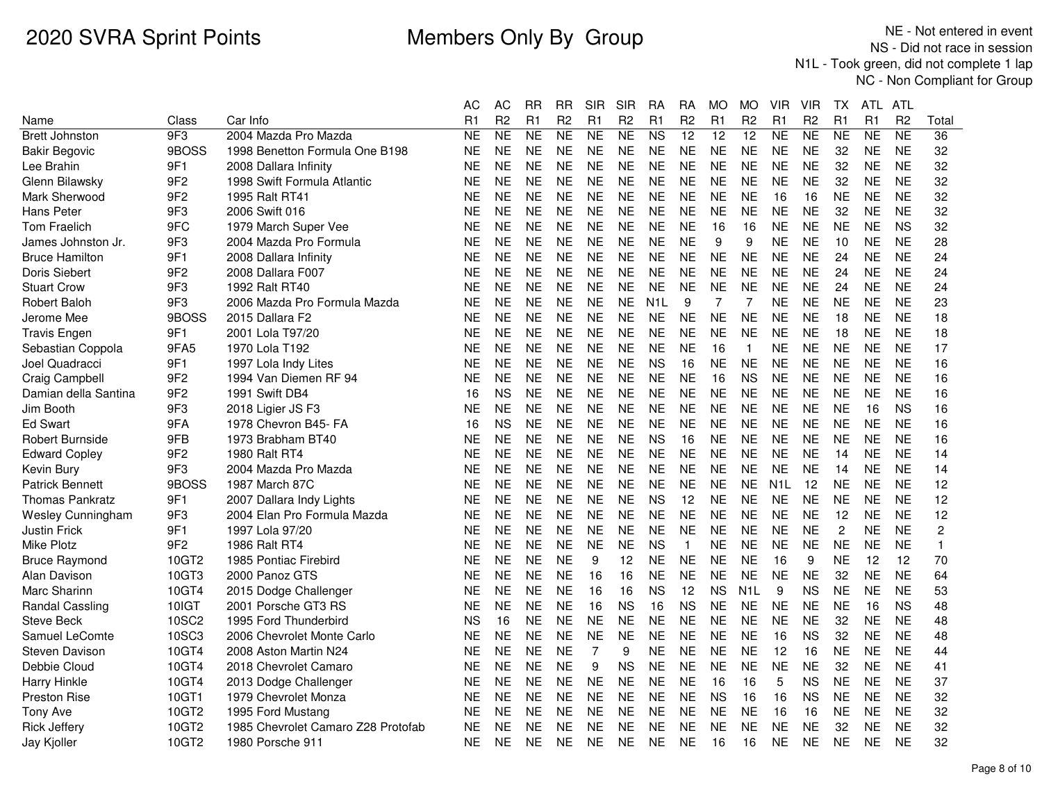# 2020 SVRA Sprint Points

## Members Only By Group

NE - Not entered in event
NS - Did not race in session
N1L - Took green, did not complete 1 lap
NC - Non Compliant for Group

| Name | Class | Car Info | AC R1 | AC R2 | RR R1 | RR R2 | SIR R1 | SIR R2 | RA R1 | RA R2 | MO R1 | MO R2 | VIR R1 | VIR R2 | TX R1 | ATL R1 | ATL R2 | Total |
|---|---|---|---|---|---|---|---|---|---|---|---|---|---|---|---|---|---|---|
| Brett Johnston | 9F3 | 2004 Mazda Pro Mazda | NE | NE | NE | NE | NE | NE | NS | 12 | 12 | 12 | NE | NE | NE | NE | NE | 36 |
| Bakir Begovic | 9BOSS | 1998 Benetton Formula One B198 | NE | NE | NE | NE | NE | NE | NE | NE | NE | NE | NE | NE | 32 | NE | NE | 32 |
| Lee Brahin | 9F1 | 2008 Dallara Infinity | NE | NE | NE | NE | NE | NE | NE | NE | NE | NE | NE | NE | 32 | NE | NE | 32 |
| Glenn Bilawsky | 9F2 | 1998 Swift Formula Atlantic | NE | NE | NE | NE | NE | NE | NE | NE | NE | NE | NE | NE | 32 | NE | NE | 32 |
| Mark Sherwood | 9F2 | 1995 Ralt RT41 | NE | NE | NE | NE | NE | NE | NE | NE | NE | NE | 16 | 16 | NE | NE | NE | 32 |
| Hans Peter | 9F3 | 2006 Swift 016 | NE | NE | NE | NE | NE | NE | NE | NE | NE | NE | NE | NE | 32 | NE | NE | 32 |
| Tom Fraelich | 9FC | 1979 March Super Vee | NE | NE | NE | NE | NE | NE | NE | NE | 16 | 16 | NE | NE | NE | NE | NS | 32 |
| James Johnston Jr. | 9F3 | 2004 Mazda Pro Formula | NE | NE | NE | NE | NE | NE | NE | NE | 9 | 9 | NE | NE | 10 | NE | NE | 28 |
| Bruce Hamilton | 9F1 | 2008 Dallara Infinity | NE | NE | NE | NE | NE | NE | NE | NE | NE | NE | NE | NE | 24 | NE | NE | 24 |
| Doris Siebert | 9F2 | 2008 Dallara F007 | NE | NE | NE | NE | NE | NE | NE | NE | NE | NE | NE | NE | 24 | NE | NE | 24 |
| Stuart Crow | 9F3 | 1992 Ralt RT40 | NE | NE | NE | NE | NE | NE | NE | NE | NE | NE | NE | NE | 24 | NE | NE | 24 |
| Robert Baloh | 9F3 | 2006 Mazda Pro Formula Mazda | NE | NE | NE | NE | NE | NE | N1L | 9 | 7 | 7 | NE | NE | NE | NE | NE | 23 |
| Jerome Mee | 9BOSS | 2015 Dallara F2 | NE | NE | NE | NE | NE | NE | NE | NE | NE | NE | NE | NE | 18 | NE | NE | 18 |
| Travis Engen | 9F1 | 2001 Lola T97/20 | NE | NE | NE | NE | NE | NE | NE | NE | NE | NE | NE | NE | 18 | NE | NE | 18 |
| Sebastian Coppola | 9FA5 | 1970 Lola T192 | NE | NE | NE | NE | NE | NE | NE | NE | 16 | 1 | NE | NE | NE | NE | NE | 17 |
| Joel Quadracci | 9F1 | 1997 Lola Indy Lites | NE | NE | NE | NE | NE | NE | NS | 16 | NE | NE | NE | NE | NE | NE | NE | 16 |
| Craig Campbell | 9F2 | 1994 Van Diemen RF 94 | NE | NE | NE | NE | NE | NE | NE | NE | 16 | NS | NE | NE | NE | NE | NE | 16 |
| Damian della Santina | 9F2 | 1991 Swift DB4 | 16 | NS | NE | NE | NE | NE | NE | NE | NE | NE | NE | NE | NE | NE | NE | 16 |
| Jim Booth | 9F3 | 2018 Ligier JS F3 | NE | NE | NE | NE | NE | NE | NE | NE | NE | NE | NE | NE | NE | 16 | NS | 16 |
| Ed Swart | 9FA | 1978 Chevron B45- FA | 16 | NS | NE | NE | NE | NE | NE | NE | NE | NE | NE | NE | NE | NE | NE | 16 |
| Robert Burnside | 9FB | 1973 Brabham BT40 | NE | NE | NE | NE | NE | NE | NS | 16 | NE | NE | NE | NE | NE | NE | NE | 16 |
| Edward Copley | 9F2 | 1980 Ralt RT4 | NE | NE | NE | NE | NE | NE | NE | NE | NE | NE | NE | NE | 14 | NE | NE | 14 |
| Kevin Bury | 9F3 | 2004 Mazda Pro Mazda | NE | NE | NE | NE | NE | NE | NE | NE | NE | NE | NE | NE | 14 | NE | NE | 14 |
| Patrick Bennett | 9BOSS | 1987 March 87C | NE | NE | NE | NE | NE | NE | NE | NE | NE | NE | N1L | 12 | NE | NE | NE | 12 |
| Thomas Pankratz | 9F1 | 2007 Dallara Indy Lights | NE | NE | NE | NE | NE | NE | NS | 12 | NE | NE | NE | NE | NE | NE | NE | 12 |
| Wesley Cunningham | 9F3 | 2004 Elan Pro Formula Mazda | NE | NE | NE | NE | NE | NE | NE | NE | NE | NE | NE | NE | 12 | NE | NE | 12 |
| Justin Frick | 9F1 | 1997 Lola 97/20 | NE | NE | NE | NE | NE | NE | NE | NE | NE | NE | NE | NE | 2 | NE | NE | 2 |
| Mike Plotz | 9F2 | 1986 Ralt RT4 | NE | NE | NE | NE | NE | NE | NS | 1 | NE | NE | NE | NE | NE | NE | NE | 1 |
| Bruce Raymond | 10GT2 | 1985 Pontiac Firebird | NE | NE | NE | NE | 9 | 12 | NE | NE | NE | NE | 16 | 9 | NE | 12 | 12 | 70 |
| Alan Davison | 10GT3 | 2000 Panoz GTS | NE | NE | NE | NE | 16 | 16 | NE | NE | NE | NE | NE | NE | 32 | NE | NE | 64 |
| Marc Sharinn | 10GT4 | 2015 Dodge Challenger | NE | NE | NE | NE | 16 | 16 | NS | 12 | NS | N1L | 9 | NS | NE | NE | NE | 53 |
| Randal Cassling | 10IGT | 2001 Porsche GT3 RS | NE | NE | NE | NE | 16 | NS | 16 | NS | NE | NE | NE | NE | NE | 16 | NS | 48 |
| Steve Beck | 10SC2 | 1995 Ford Thunderbird | NS | 16 | NE | NE | NE | NE | NE | NE | NE | NE | NE | NE | 32 | NE | NE | 48 |
| Samuel LeComte | 10SC3 | 2006 Chevrolet Monte Carlo | NE | NE | NE | NE | NE | NE | NE | NE | NE | NE | 16 | NS | 32 | NE | NE | 48 |
| Steven Davison | 10GT4 | 2008 Aston Martin N24 | NE | NE | NE | NE | 7 | 9 | NE | NE | NE | NE | 12 | 16 | NE | NE | NE | 44 |
| Debbie Cloud | 10GT4 | 2018 Chevrolet Camaro | NE | NE | NE | NE | 9 | NS | NE | NE | NE | NE | NE | NE | 32 | NE | NE | 41 |
| Harry Hinkle | 10GT4 | 2013 Dodge Challenger | NE | NE | NE | NE | NE | NE | NE | NE | 16 | 16 | 5 | NS | NE | NE | NE | 37 |
| Preston Rise | 10GT1 | 1979 Chevrolet Monza | NE | NE | NE | NE | NE | NE | NE | NE | NS | 16 | 16 | NS | NE | NE | NE | 32 |
| Tony Ave | 10GT2 | 1995 Ford Mustang | NE | NE | NE | NE | NE | NE | NE | NE | NE | NE | 16 | 16 | NE | NE | NE | 32 |
| Rick Jeffery | 10GT2 | 1985 Chevrolet Camaro Z28 Protofab | NE | NE | NE | NE | NE | NE | NE | NE | NE | NE | NE | NE | 32 | NE | NE | 32 |
| Jay Kjoller | 10GT2 | 1980 Porsche 911 | NE | NE | NE | NE | NE | NE | NE | NE | 16 | 16 | NE | NE | NE | NE | NE | 32 |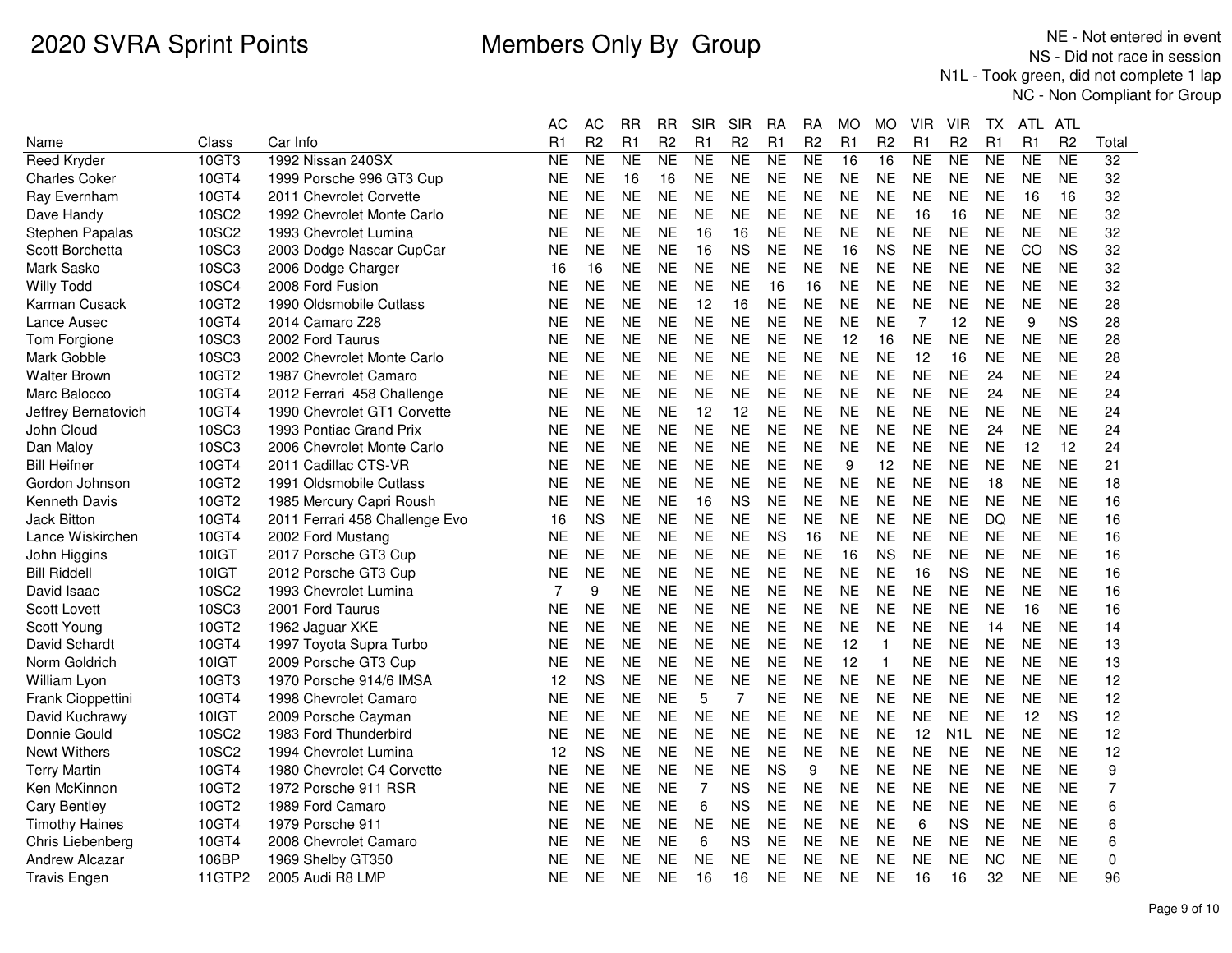# 2020 SVRA Sprint Points

## Members Only By Group

NE - Not entered in event
NS - Did not race in session
N1L - Took green, did not complete 1 lap
NC - Non Compliant for Group

| Name | Class | Car Info | AC R1 | AC R2 | RR R1 | RR R2 | SIR R1 | SIR R2 | RA R1 | RA R2 | MO R1 | MO R2 | VIR R1 | VIR R2 | TX R1 | ATL R1 | ATL R2 | Total |
|---|---|---|---|---|---|---|---|---|---|---|---|---|---|---|---|---|---|---|
| Reed Kryder | 10GT3 | 1992 Nissan 240SX | NE | NE | NE | NE | NE | NE | NE | NE | 16 | 16 | NE | NE | NE | NE | NE | 32 |
| Charles Coker | 10GT4 | 1999 Porsche 996 GT3 Cup | NE | NE | 16 | 16 | NE | NE | NE | NE | NE | NE | NE | NE | NE | NE | NE | 32 |
| Ray Evernham | 10GT4 | 2011 Chevrolet Corvette | NE | NE | NE | NE | NE | NE | NE | NE | NE | NE | NE | NE | NE | 16 | 16 | 32 |
| Dave Handy | 10SC2 | 1992 Chevrolet Monte Carlo | NE | NE | NE | NE | NE | NE | NE | NE | NE | NE | 16 | 16 | NE | NE | NE | 32 |
| Stephen Papalas | 10SC2 | 1993 Chevrolet Lumina | NE | NE | NE | NE | 16 | 16 | NE | NE | NE | NE | NE | NE | NE | NE | NE | 32 |
| Scott Borchetta | 10SC3 | 2003 Dodge Nascar CupCar | NE | NE | NE | NE | 16 | NS | NE | NE | 16 | NS | NE | NE | NE | CO | NS | 32 |
| Mark Sasko | 10SC3 | 2006 Dodge Charger | 16 | 16 | NE | NE | NE | NE | NE | NE | NE | NE | NE | NE | NE | NE | NE | 32 |
| Willy Todd | 10SC4 | 2008 Ford Fusion | NE | NE | NE | NE | NE | NE | 16 | 16 | NE | NE | NE | NE | NE | NE | NE | 32 |
| Karman Cusack | 10GT2 | 1990 Oldsmobile Cutlass | NE | NE | NE | NE | 12 | 16 | NE | NE | NE | NE | NE | NE | NE | NE | NE | 28 |
| Lance Ausec | 10GT4 | 2014 Camaro Z28 | NE | NE | NE | NE | NE | NE | NE | NE | NE | NE | 7 | 12 | NE | 9 | NS | 28 |
| Tom Forgione | 10SC3 | 2002 Ford Taurus | NE | NE | NE | NE | NE | NE | NE | NE | 12 | 16 | NE | NE | NE | NE | NE | 28 |
| Mark Gobble | 10SC3 | 2002 Chevrolet Monte Carlo | NE | NE | NE | NE | NE | NE | NE | NE | NE | NE | 12 | 16 | NE | NE | NE | 28 |
| Walter Brown | 10GT2 | 1987 Chevrolet Camaro | NE | NE | NE | NE | NE | NE | NE | NE | NE | NE | NE | NE | 24 | NE | NE | 24 |
| Marc Balocco | 10GT4 | 2012 Ferrari 458 Challenge | NE | NE | NE | NE | NE | NE | NE | NE | NE | NE | NE | NE | 24 | NE | NE | 24 |
| Jeffrey Bernatovich | 10GT4 | 1990 Chevrolet GT1 Corvette | NE | NE | NE | NE | 12 | 12 | NE | NE | NE | NE | NE | NE | NE | NE | NE | 24 |
| John Cloud | 10SC3 | 1993 Pontiac Grand Prix | NE | NE | NE | NE | NE | NE | NE | NE | NE | NE | NE | NE | 24 | NE | NE | 24 |
| Dan Maloy | 10SC3 | 2006 Chevrolet Monte Carlo | NE | NE | NE | NE | NE | NE | NE | NE | NE | NE | NE | NE | NE | 12 | 12 | 24 |
| Bill Heifner | 10GT4 | 2011 Cadillac CTS-VR | NE | NE | NE | NE | NE | NE | NE | NE | 9 | 12 | NE | NE | NE | NE | NE | 21 |
| Gordon Johnson | 10GT2 | 1991 Oldsmobile Cutlass | NE | NE | NE | NE | NE | NE | NE | NE | NE | NE | NE | NE | 18 | NE | NE | 18 |
| Kenneth Davis | 10GT2 | 1985 Mercury Capri Roush | NE | NE | NE | NE | 16 | NS | NE | NE | NE | NE | NE | NE | NE | NE | NE | 16 |
| Jack Bitton | 10GT4 | 2011 Ferrari 458 Challenge Evo | 16 | NS | NE | NE | NE | NE | NE | NE | NE | NE | NE | NE | DQ | NE | NE | 16 |
| Lance Wiskirchen | 10GT4 | 2002 Ford Mustang | NE | NE | NE | NE | NE | NE | NS | 16 | NE | NE | NE | NE | NE | NE | NE | 16 |
| John Higgins | 10IGT | 2017 Porsche GT3 Cup | NE | NE | NE | NE | NE | NE | NE | NE | 16 | NS | NE | NE | NE | NE | NE | 16 |
| Bill Riddell | 10IGT | 2012 Porsche GT3 Cup | NE | NE | NE | NE | NE | NE | NE | NE | NE | NE | 16 | NS | NE | NE | NE | 16 |
| David Isaac | 10SC2 | 1993 Chevrolet Lumina | 7 | 9 | NE | NE | NE | NE | NE | NE | NE | NE | NE | NE | NE | NE | NE | 16 |
| Scott Lovett | 10SC3 | 2001 Ford Taurus | NE | NE | NE | NE | NE | NE | NE | NE | NE | NE | NE | NE | NE | 16 | NE | 16 |
| Scott Young | 10GT2 | 1962 Jaguar XKE | NE | NE | NE | NE | NE | NE | NE | NE | NE | NE | NE | NE | 14 | NE | NE | 14 |
| David Schardt | 10GT4 | 1997 Toyota Supra Turbo | NE | NE | NE | NE | NE | NE | NE | NE | 12 | 1 | NE | NE | NE | NE | NE | 13 |
| Norm Goldrich | 10IGT | 2009 Porsche GT3 Cup | NE | NE | NE | NE | NE | NE | NE | NE | 12 | 1 | NE | NE | NE | NE | NE | 13 |
| William Lyon | 10GT3 | 1970 Porsche 914/6 IMSA | 12 | NS | NE | NE | NE | NE | NE | NE | NE | NE | NE | NE | NE | NE | NE | 12 |
| Frank Cioppettini | 10GT4 | 1998 Chevrolet Camaro | NE | NE | NE | NE | 5 | 7 | NE | NE | NE | NE | NE | NE | NE | NE | NE | 12 |
| David Kuchrawy | 10IGT | 2009 Porsche Cayman | NE | NE | NE | NE | NE | NE | NE | NE | NE | NE | NE | NE | NE | 12 | NS | 12 |
| Donnie Gould | 10SC2 | 1983 Ford Thunderbird | NE | NE | NE | NE | NE | NE | NE | NE | NE | NE | 12 | N1L | NE | NE | NE | 12 |
| Newt Withers | 10SC2 | 1994 Chevrolet Lumina | 12 | NS | NE | NE | NE | NE | NE | NE | NE | NE | NE | NE | NE | NE | NE | 12 |
| Terry Martin | 10GT4 | 1980 Chevrolet C4 Corvette | NE | NE | NE | NE | NE | NE | NS | 9 | NE | NE | NE | NE | NE | NE | NE | 9 |
| Ken McKinnon | 10GT2 | 1972 Porsche 911 RSR | NE | NE | NE | NE | 7 | NS | NE | NE | NE | NE | NE | NE | NE | NE | NE | 7 |
| Cary Bentley | 10GT2 | 1989 Ford Camaro | NE | NE | NE | NE | 6 | NS | NE | NE | NE | NE | NE | NE | NE | NE | NE | 6 |
| Timothy Haines | 10GT4 | 1979 Porsche 911 | NE | NE | NE | NE | NE | NE | NE | NE | NE | NE | 6 | NS | NE | NE | NE | 6 |
| Chris Liebenberg | 10GT4 | 2008 Chevrolet Camaro | NE | NE | NE | NE | 6 | NS | NE | NE | NE | NE | NE | NE | NE | NE | NE | 6 |
| Andrew Alcazar | 106BP | 1969 Shelby GT350 | NE | NE | NE | NE | NE | NE | NE | NE | NE | NE | NE | NE | NC | NE | NE | 0 |
| Travis Engen | 11GTP2 | 2005 Audi R8 LMP | NE | NE | NE | NE | 16 | 16 | NE | NE | NE | NE | 16 | 16 | 32 | NE | NE | 96 |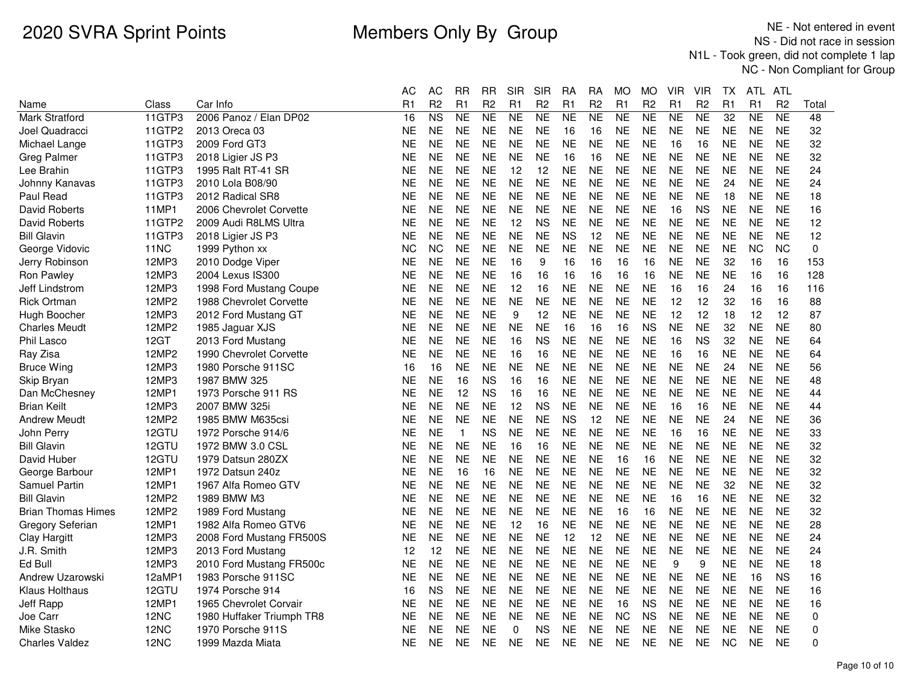2020 SVRA Sprint Points

Members Only By Group

NE - Not entered in event
NS - Did not race in session
N1L - Took green, did not complete 1 lap
NC - Non Compliant for Group

| | | | AC | AC | RR | RR | SIR | SIR | RA | RA | MO | MO | VIR | VIR | TX | ATL | ATL | |
|---|---|---|---|---|---|---|---|---|---|---|---|---|---|---|---|---|---|---|
| Name | Class | Car Info | R1 | R2 | R1 | R2 | R1 | R2 | R1 | R2 | R1 | R2 | R1 | R2 | R1 | R1 | R2 | Total |
| Mark Stratford | 11GTP3 | 2006 Panoz / Elan DP02 | 16 | NS | NE | NE | NE | NE | NE | NE | NE | NE | NE | NE | 32 | NE | NE | 48 |
| Joel Quadracci | 11GTP2 | 2013 Oreca 03 | NE | NE | NE | NE | NE | NE | 16 | 16 | NE | NE | NE | NE | NE | NE | NE | 32 |
| Michael Lange | 11GTP3 | 2009 Ford GT3 | NE | NE | NE | NE | NE | NE | NE | NE | NE | NE | 16 | 16 | NE | NE | NE | 32 |
| Greg Palmer | 11GTP3 | 2018 Ligier JS P3 | NE | NE | NE | NE | NE | NE | 16 | 16 | NE | NE | NE | NE | NE | NE | NE | 32 |
| Lee Brahin | 11GTP3 | 1995 Ralt RT-41 SR | NE | NE | NE | NE | 12 | 12 | NE | NE | NE | NE | NE | NE | NE | NE | NE | 24 |
| Johnny Kanavas | 11GTP3 | 2010 Lola B08/90 | NE | NE | NE | NE | NE | NE | NE | NE | NE | NE | NE | NE | 24 | NE | NE | 24 |
| Paul Read | 11GTP3 | 2012 Radical SR8 | NE | NE | NE | NE | NE | NE | NE | NE | NE | NE | NE | NE | 18 | NE | NE | 18 |
| David Roberts | 11MP1 | 2006 Chevrolet Corvette | NE | NE | NE | NE | NE | NE | NE | NE | NE | NE | 16 | NS | NE | NE | NE | 16 |
| David Roberts | 11GTP2 | 2009 Audi R8LMS Ultra | NE | NE | NE | NE | 12 | NS | NE | NE | NE | NE | NE | NE | NE | NE | NE | 12 |
| Bill Glavin | 11GTP3 | 2018 Ligier JS P3 | NE | NE | NE | NE | NE | NE | NS | 12 | NE | NE | NE | NE | NE | NE | NE | 12 |
| George Vidovic | 11NC | 1999 Python xx | NC | NC | NE | NE | NE | NE | NE | NE | NE | NE | NE | NE | NE | NC | NC | 0 |
| Jerry Robinson | 12MP3 | 2010 Dodge Viper | NE | NE | NE | NE | 16 | 9 | 16 | 16 | 16 | 16 | NE | NE | 32 | 16 | 16 | 153 |
| Ron Pawley | 12MP3 | 2004 Lexus IS300 | NE | NE | NE | NE | 16 | 16 | 16 | 16 | 16 | 16 | NE | NE | NE | 16 | 16 | 128 |
| Jeff Lindstrom | 12MP3 | 1998 Ford Mustang Coupe | NE | NE | NE | NE | 12 | 16 | NE | NE | NE | NE | 16 | 16 | 24 | 16 | 16 | 116 |
| Rick Ortman | 12MP2 | 1988 Chevrolet Corvette | NE | NE | NE | NE | NE | NE | NE | NE | NE | NE | 12 | 12 | 32 | 16 | 16 | 88 |
| Hugh Boocher | 12MP3 | 2012 Ford Mustang GT | NE | NE | NE | NE | 9 | 12 | NE | NE | NE | NE | 12 | 12 | 18 | 12 | 12 | 87 |
| Charles Meudt | 12MP2 | 1985 Jaguar XJS | NE | NE | NE | NE | NE | NE | 16 | 16 | 16 | NS | NE | NE | 32 | NE | NE | 80 |
| Phil Lasco | 12GT | 2013 Ford Mustang | NE | NE | NE | NE | 16 | NS | NE | NE | NE | NE | 16 | NS | 32 | NE | NE | 64 |
| Ray Zisa | 12MP2 | 1990 Chevrolet Corvette | NE | NE | NE | NE | 16 | 16 | NE | NE | NE | NE | 16 | 16 | NE | NE | NE | 64 |
| Bruce Wing | 12MP3 | 1980 Porsche 911SC | 16 | 16 | NE | NE | NE | NE | NE | NE | NE | NE | NE | NE | 24 | NE | NE | 56 |
| Skip Bryan | 12MP3 | 1987 BMW 325 | NE | NE | 16 | NS | 16 | 16 | NE | NE | NE | NE | NE | NE | NE | NE | NE | 48 |
| Dan McChesney | 12MP1 | 1973 Porsche 911 RS | NE | NE | 12 | NS | 16 | 16 | NE | NE | NE | NE | NE | NE | NE | NE | NE | 44 |
| Brian Keilt | 12MP3 | 2007 BMW 325i | NE | NE | NE | NE | 12 | NS | NE | NE | NE | NE | 16 | 16 | NE | NE | NE | 44 |
| Andrew Meudt | 12MP2 | 1985 BMW M635csi | NE | NE | NE | NE | NE | NE | NS | 12 | NE | NE | NE | NE | 24 | NE | NE | 36 |
| John Perry | 12GTU | 1972 Porsche 914/6 | NE | NE | 1 | NS | NE | NE | NE | NE | NE | NE | 16 | 16 | NE | NE | NE | 33 |
| Bill Glavin | 12GTU | 1972 BMW 3.0 CSL | NE | NE | NE | NE | 16 | 16 | NE | NE | NE | NE | NE | NE | NE | NE | NE | 32 |
| David Huber | 12GTU | 1979 Datsun 280ZX | NE | NE | NE | NE | NE | NE | NE | NE | 16 | 16 | NE | NE | NE | NE | NE | 32 |
| George Barbour | 12MP1 | 1972 Datsun 240z | NE | NE | 16 | 16 | NE | NE | NE | NE | NE | NE | NE | NE | NE | NE | NE | 32 |
| Samuel Partin | 12MP1 | 1967 Alfa Romeo GTV | NE | NE | NE | NE | NE | NE | NE | NE | NE | NE | NE | NE | 32 | NE | NE | 32 |
| Bill Glavin | 12MP2 | 1989 BMW M3 | NE | NE | NE | NE | NE | NE | NE | NE | NE | NE | 16 | 16 | NE | NE | NE | 32 |
| Brian Thomas Himes | 12MP2 | 1989 Ford Mustang | NE | NE | NE | NE | NE | NE | NE | NE | 16 | 16 | NE | NE | NE | NE | NE | 32 |
| Gregory Seferian | 12MP1 | 1982 Alfa Romeo GTV6 | NE | NE | NE | NE | 12 | 16 | NE | NE | NE | NE | NE | NE | NE | NE | NE | 28 |
| Clay Hargitt | 12MP3 | 2008 Ford Mustang FR500S | NE | NE | NE | NE | NE | NE | 12 | 12 | NE | NE | NE | NE | NE | NE | NE | 24 |
| J.R. Smith | 12MP3 | 2013 Ford Mustang | 12 | 12 | NE | NE | NE | NE | NE | NE | NE | NE | NE | NE | NE | NE | NE | 24 |
| Ed Bull | 12MP3 | 2010 Ford Mustang FR500c | NE | NE | NE | NE | NE | NE | NE | NE | NE | NE | 9 | 9 | NE | NE | NE | 18 |
| Andrew Uzarowski | 12aMP1 | 1983 Porsche 911SC | NE | NE | NE | NE | NE | NE | NE | NE | NE | NE | NE | NE | NE | 16 | NS | 16 |
| Klaus Holthaus | 12GTU | 1974 Porsche 914 | 16 | NS | NE | NE | NE | NE | NE | NE | NE | NE | NE | NE | NE | NE | NE | 16 |
| Jeff Rapp | 12MP1 | 1965 Chevrolet Corvair | NE | NE | NE | NE | NE | NE | NE | NE | 16 | NS | NE | NE | NE | NE | NE | 16 |
| Joe Carr | 12NC | 1980 Huffaker Triumph TR8 | NE | NE | NE | NE | NE | NE | NE | NE | NC | NS | NE | NE | NE | NE | NE | 0 |
| Mike Stasko | 12NC | 1970 Porsche 911S | NE | NE | NE | NE | 0 | NS | NE | NE | NE | NE | NE | NE | NE | NE | NE | 0 |
| Charles Valdez | 12NC | 1999 Mazda Miata | NE | NE | NE | NE | NE | NE | NE | NE | NE | NE | NE | NE | NC | NE | NE | 0 |